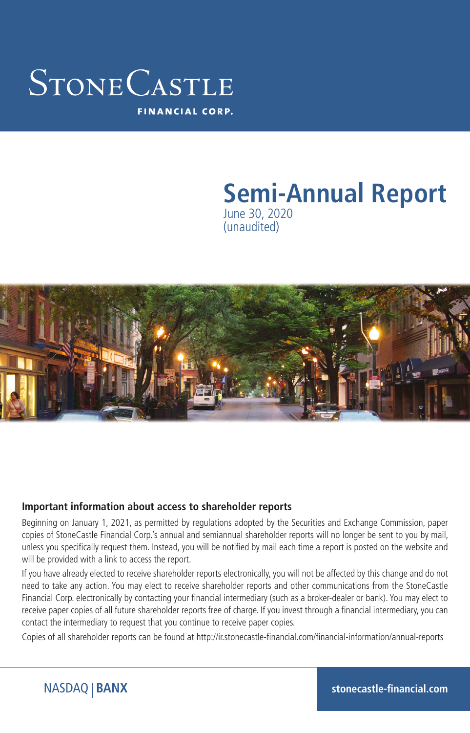# StoneCastle

FINANCIAL CORP.

# Semi-Annual Report

June 30, 2020

(unaudited)

## Important information about access to shareholder reports

Beginning on January 1, 2021, as permitted by regulations adopted by the Securities and Exchange Commission, paper copies of StoneCastle Financial Corp.'s annual and semiannual shareholder reports will no longer be sent to you by mail, unless you specifically request them. Instead, you will be notified by mail each time a report is posted on the website and will be provided with a link to access the report.

If you have already elected to receive shareholder reports electronically, you will not be affected by this change and do not need to take any action. You may elect to receive shareholder reports and other communications from the StoneCastle Financial Corp. electronically by contacting your financial intermediary (such as a broker-dealer or bank). You may elect to receive paper copies of all future shareholder reports free of charge. If you invest through a financial intermediary, you can contact the intermediary to request that you continue to receive paper copies.

Copies of all shareholder reports can be found at http://ir.stonecastle-financial.com/financial-information/annual-reports

NASDAQ | **BANX**

**stonecastle-financial.com**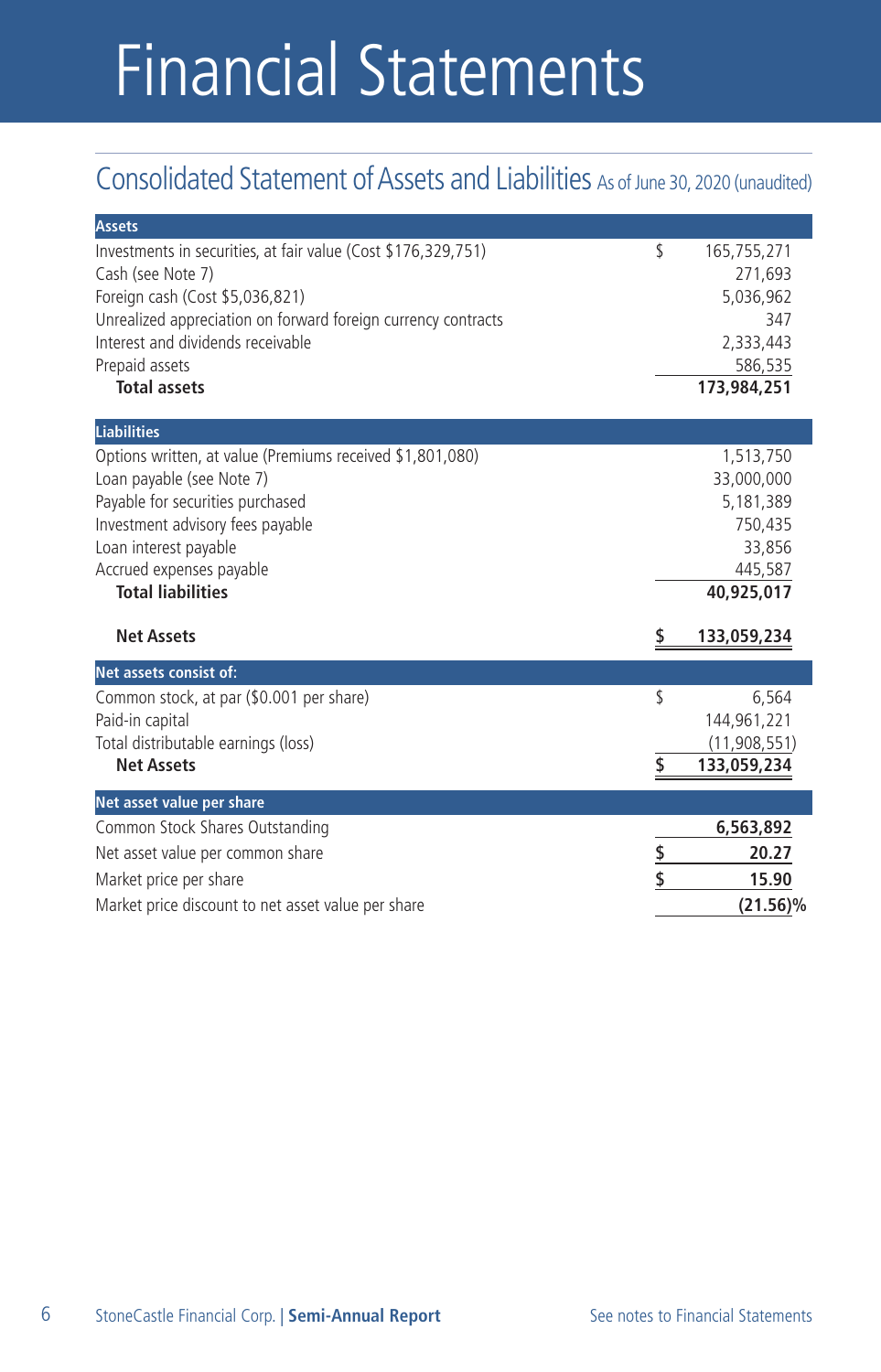# Financial Statements

## Consolidated Statement of Assets and Liabilities As of June 30, 2020 (unaudited)

| **Assets** | |
|---|---|
| Investments in securities, at fair value (Cost $176,329,751) | $ 165,755,271 |
| Cash (see Note 7) | 271,693 |
| Foreign cash (Cost $5,036,821) | 5,036,962 |
| Unrealized appreciation on forward foreign currency contracts | 347 |
| Interest and dividends receivable | 2,333,443 |
| Prepaid assets | 586,535 |
| **Total assets** | **173,984,251** |
| **Liabilities** | |
| Options written, at value (Premiums received $1,801,080) | 1,513,750 |
| Loan payable (see Note 7) | 33,000,000 |
| Payable for securities purchased | 5,181,389 |
| Investment advisory fees payable | 750,435 |
| Loan interest payable | 33,856 |
| Accrued expenses payable | 445,587 |
| **Total liabilities** | **40,925,017** |
| **Net Assets** | **$ 133,059,234** |
| **Net assets consist of:** | |
| Common stock, at par ($0.001 per share) | $ 6,564 |
| Paid-in capital | 144,961,221 |
| Total distributable earnings (loss) | (11,908,551) |
| **Net Assets** | **$ 133,059,234** |
| **Net asset value per share** | |
| Common Stock Shares Outstanding | **6,563,892** |
| Net asset value per common share | **$ 20.27** |
| Market price per share | **$ 15.90** |
| Market price discount to net asset value per share | **(21.56)%** |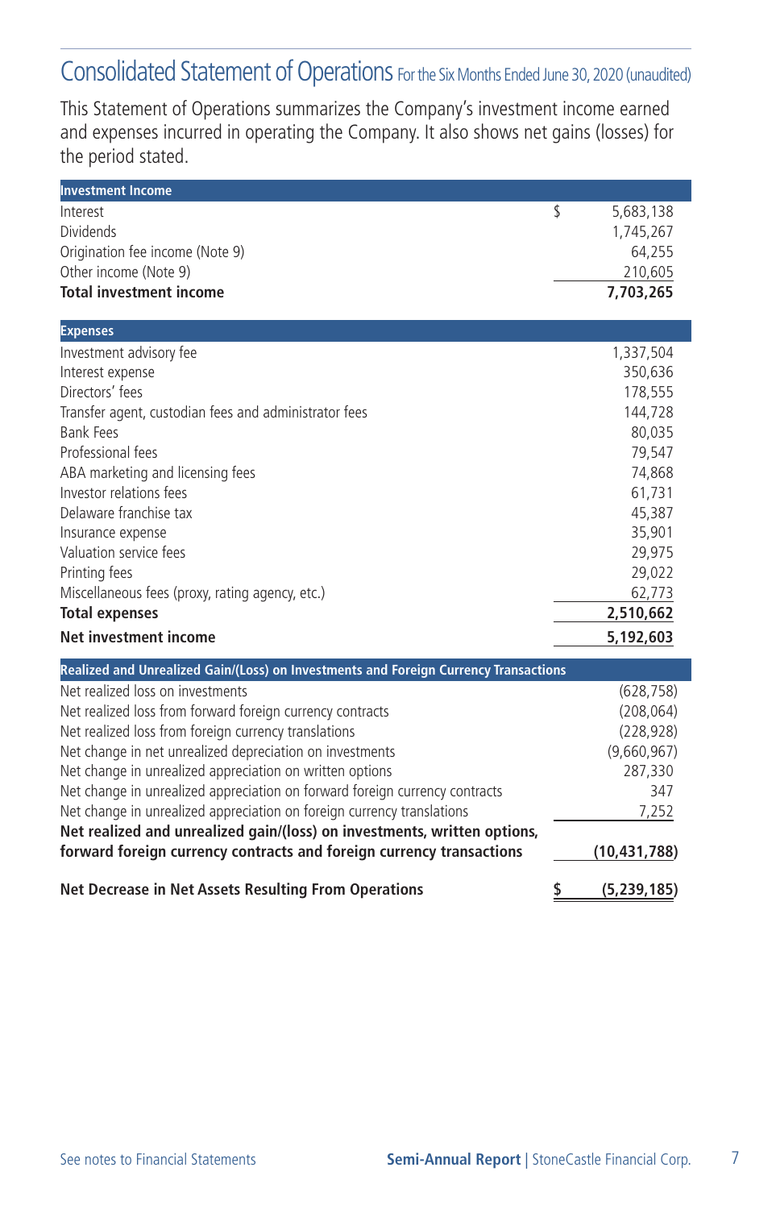## Consolidated Statement of Operations For the Six Months Ended June 30, 2020 (unaudited)

This Statement of Operations summarizes the Company's investment income earned and expenses incurred in operating the Company. It also shows net gains (losses) for the period stated.

| **Investment Income** | |
|---|---|
| Interest | $ 5,683,138 |
| Dividends | 1,745,267 |
| Origination fee income (Note 9) | 64,255 |
| Other income (Note 9) | 210,605 |
| **Total investment income** | **7,703,265** |

| **Expenses** | |
|---|---|
| Investment advisory fee | 1,337,504 |
| Interest expense | 350,636 |
| Directors' fees | 178,555 |
| Transfer agent, custodian fees and administrator fees | 144,728 |
| Bank Fees | 80,035 |
| Professional fees | 79,547 |
| ABA marketing and licensing fees | 74,868 |
| Investor relations fees | 61,731 |
| Delaware franchise tax | 45,387 |
| Insurance expense | 35,901 |
| Valuation service fees | 29,975 |
| Printing fees | 29,022 |
| Miscellaneous fees (proxy, rating agency, etc.) | 62,773 |
| **Total expenses** | **2,510,662** |
| **Net investment income** | **5,192,603** |

| **Realized and Unrealized Gain/(Loss) on Investments and Foreign Currency Transactions** | |
|---|---|
| Net realized loss on investments | (628,758) |
| Net realized loss from forward foreign currency contracts | (208,064) |
| Net realized loss from foreign currency translations | (228,928) |
| Net change in net unrealized depreciation on investments | (9,660,967) |
| Net change in unrealized appreciation on written options | 287,330 |
| Net change in unrealized appreciation on forward foreign currency contracts | 347 |
| Net change in unrealized appreciation on foreign currency translations | 7,252 |
| **Net realized and unrealized gain/(loss) on investments, written options, forward foreign currency contracts and foreign currency transactions** | **(10,431,788)** |
| **Net Decrease in Net Assets Resulting From Operations** | **$ (5,239,185)** |

See notes to Financial Statements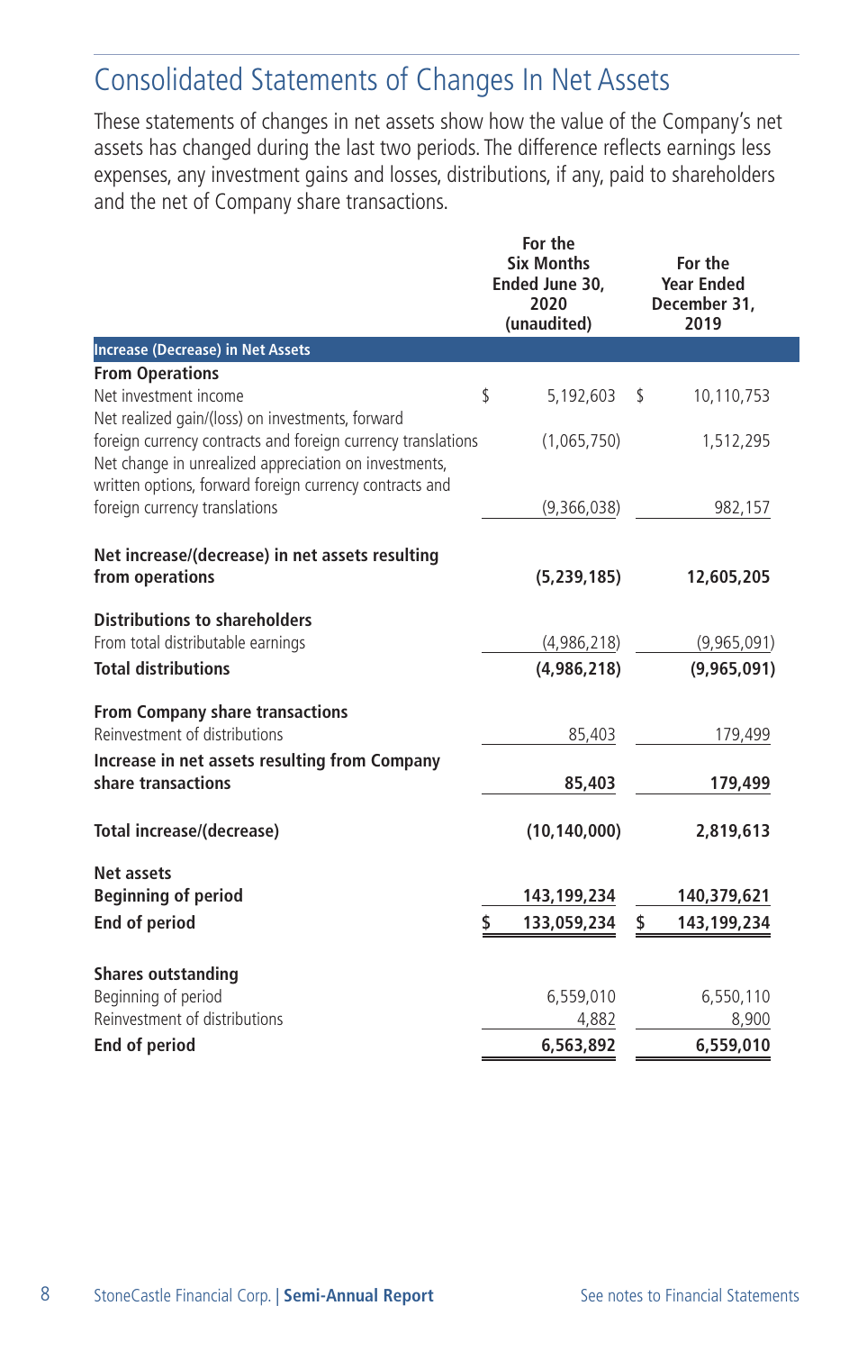# Consolidated Statements of Changes In Net Assets

These statements of changes in net assets show how the value of the Company's net assets has changed during the last two periods. The difference reflects earnings less expenses, any investment gains and losses, distributions, if any, paid to shareholders and the net of Company share transactions.

| | For the Six Months Ended June 30, 2020 (unaudited) | For the Year Ended December 31, 2019 |
|---|---|---|
| **Increase (Decrease) in Net Assets** | | |
| **From Operations** | | |
| Net investment income | $ 5,192,603 | $ 10,110,753 |
| Net realized gain/(loss) on investments, forward foreign currency contracts and foreign currency translations | (1,065,750) | 1,512,295 |
| Net change in unrealized appreciation on investments, written options, forward foreign currency contracts and foreign currency translations | (9,366,038) | 982,157 |
| **Net increase/(decrease) in net assets resulting from operations** | **(5,239,185)** | **12,605,205** |
| **Distributions to shareholders** | | |
| From total distributable earnings | (4,986,218) | (9,965,091) |
| **Total distributions** | **(4,986,218)** | **(9,965,091)** |
| **From Company share transactions** | | |
| Reinvestment of distributions | 85,403 | 179,499 |
| **Increase in net assets resulting from Company share transactions** | **85,403** | **179,499** |
| **Total increase/(decrease)** | **(10,140,000)** | **2,819,613** |
| **Net assets** | | |
| **Beginning of period** | **143,199,234** | **140,379,621** |
| **End of period** | **$ 133,059,234** | **$ 143,199,234** |
| **Shares outstanding** | | |
| Beginning of period | 6,559,010 | 6,550,110 |
| Reinvestment of distributions | 4,882 | 8,900 |
| **End of period** | **6,563,892** | **6,559,010** |

See notes to Financial Statements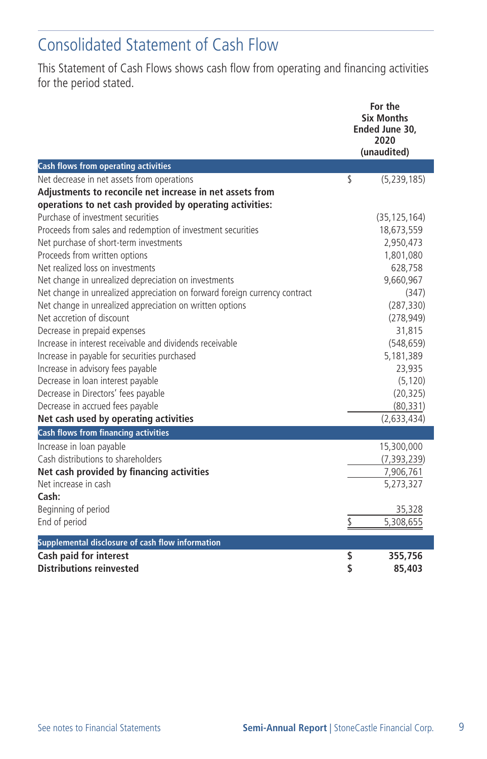# Consolidated Statement of Cash Flow

This Statement of Cash Flows shows cash flow from operating and financing activities for the period stated.

| | For the Six Months Ended June 30, 2020 (unaudited) |
|---|---|
| **Cash flows from operating activities** | |
| Net decrease in net assets from operations | $ (5,239,185) |
| **Adjustments to reconcile net increase in net assets from operations to net cash provided by operating activities:** | |
| Purchase of investment securities | (35,125,164) |
| Proceeds from sales and redemption of investment securities | 18,673,559 |
| Net purchase of short-term investments | 2,950,473 |
| Proceeds from written options | 1,801,080 |
| Net realized loss on investments | 628,758 |
| Net change in unrealized depreciation on investments | 9,660,967 |
| Net change in unrealized appreciation on forward foreign currency contract | (347) |
| Net change in unrealized appreciation on written options | (287,330) |
| Net accretion of discount | (278,949) |
| Decrease in prepaid expenses | 31,815 |
| Increase in interest receivable and dividends receivable | (548,659) |
| Increase in payable for securities purchased | 5,181,389 |
| Increase in advisory fees payable | 23,935 |
| Decrease in loan interest payable | (5,120) |
| Decrease in Directors' fees payable | (20,325) |
| Decrease in accrued fees payable | (80,331) |
| **Net cash used by operating activities** | (2,633,434) |
| **Cash flows from financing activities** | |
| Increase in loan payable | 15,300,000 |
| Cash distributions to shareholders | (7,393,239) |
| **Net cash provided by financing activities** | 7,906,761 |
| Net increase in cash | 5,273,327 |
| **Cash:** | |
| Beginning of period | 35,328 |
| End of period | $ 5,308,655 |
| **Supplemental disclosure of cash flow information** | |
| **Cash paid for interest** | **$ 355,756** |
| **Distributions reinvested** | **$ 85,403** |

See notes to Financial Statements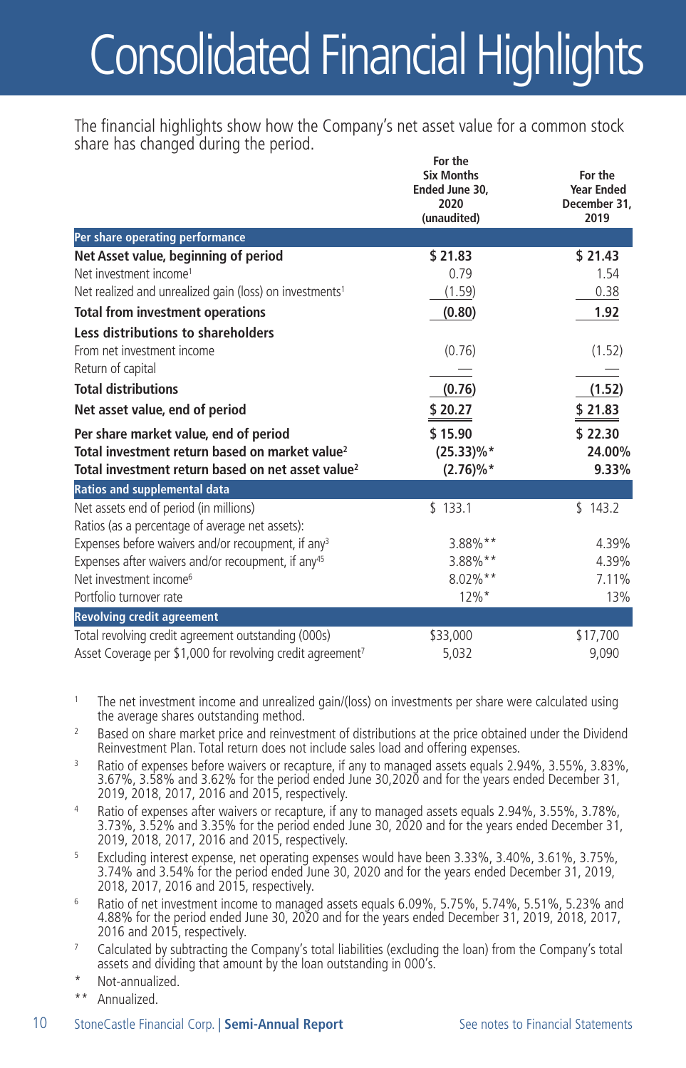# Consolidated Financial Highlights

The financial highlights show how the Company's net asset value for a common stock share has changed during the period.

| | For the Six Months Ended June 30, 2020 (unaudited) | For the Year Ended December 31, 2019 |
|---|---|---|
| **Per share operating performance** | | |
| **Net Asset value, beginning of period** | **$ 21.83** | **$ 21.43** |
| Net investment income[1] | 0.79 | 1.54 |
| Net realized and unrealized gain (loss) on investments[1] | (1.59) | 0.38 |
| **Total from investment operations** | **(0.80)** | **1.92** |
| **Less distributions to shareholders** | | |
| From net investment income | (0.76) | (1.52) |
| Return of capital | — | — |
| **Total distributions** | **(0.76)** | **(1.52)** |
| **Net asset value, end of period** | **$ 20.27** | **$ 21.83** |
| **Per share market value, end of period** | **$ 15.90** | **$ 22.30** |
| **Total investment return based on market value[2]** | **(25.33)%*** | **24.00%** |
| **Total investment return based on net asset value[2]** | **(2.76)%*** | **9.33%** |
| **Ratios and supplemental data** | | |
| Net assets end of period (in millions) | $ 133.1 | $ 143.2 |
| Ratios (as a percentage of average net assets): | | |
| Expenses before waivers and/or recoupment, if any[3] | 3.88%** | 4.39% |
| Expenses after waivers and/or recoupment, if any[45] | 3.88%** | 4.39% |
| Net investment income[6] | 8.02%** | 7.11% |
| Portfolio turnover rate | 12%* | 13% |
| **Revolving credit agreement** | | |
| Total revolving credit agreement outstanding (000s) | $33,000 | $17,700 |
| Asset Coverage per $1,000 for revolving credit agreement[7] | 5,032 | 9,090 |

[1] The net investment income and unrealized gain/(loss) on investments per share were calculated using the average shares outstanding method.

[2] Based on share market price and reinvestment of distributions at the price obtained under the Dividend Reinvestment Plan. Total return does not include sales load and offering expenses.

[3] Ratio of expenses before waivers or recapture, if any to managed assets equals 2.94%, 3.55%, 3.83%, 3.67%, 3.58% and 3.62% for the period ended June 30,2020 and for the years ended December 31, 2019, 2018, 2017, 2016 and 2015, respectively.

[4] Ratio of expenses after waivers or recapture, if any to managed assets equals 2.94%, 3.55%, 3.78%, 3.73%, 3.52% and 3.35% for the period ended June 30, 2020 and for the years ended December 31, 2019, 2018, 2017, 2016 and 2015, respectively.

[5] Excluding interest expense, net operating expenses would have been 3.33%, 3.40%, 3.61%, 3.75%, 3.74% and 3.54% for the period ended June 30, 2020 and for the years ended December 31, 2019, 2018, 2017, 2016 and 2015, respectively.

[6] Ratio of net investment income to managed assets equals 6.09%, 5.75%, 5.74%, 5.51%, 5.23% and 4.88% for the period ended June 30, 2020 and for the years ended December 31, 2019, 2018, 2017, 2016 and 2015, respectively.

[7] Calculated by subtracting the Company's total liabilities (excluding the loan) from the Company's total assets and dividing that amount by the loan outstanding in 000's.

\* Not-annualized.

\*\* Annualized.

See notes to Financial Statements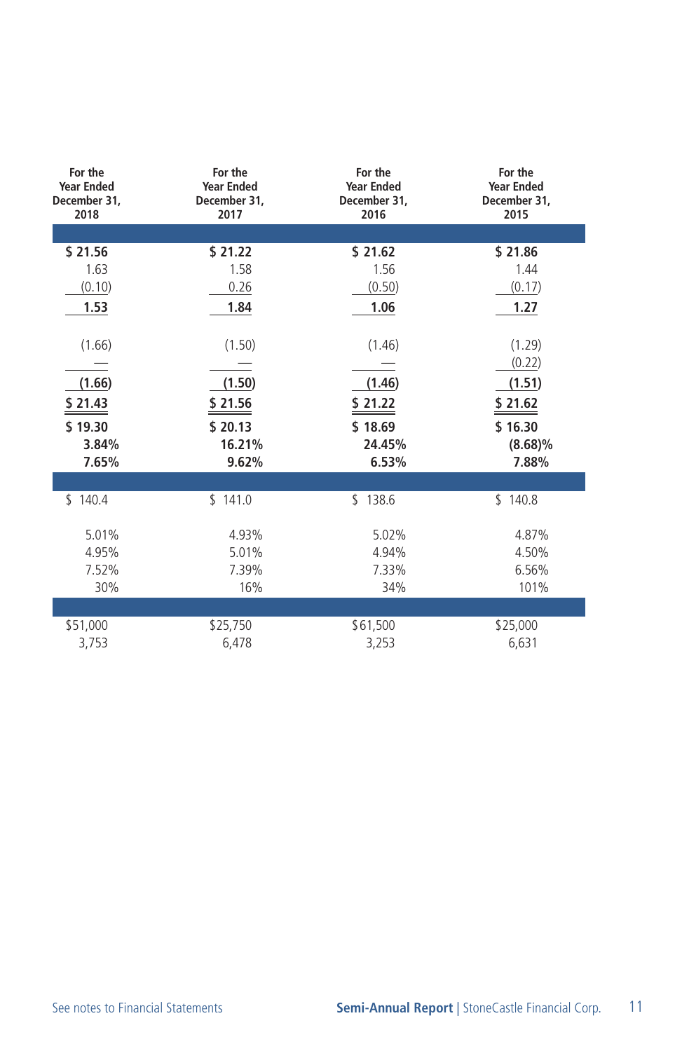| For the Year Ended December 31, 2018 | For the Year Ended December 31, 2017 | For the Year Ended December 31, 2016 | For the Year Ended December 31, 2015 |
|---|---|---|---|
| | | | |
| **$ 21.56** | **$ 21.22** | **$ 21.62** | **$ 21.86** |
| 1.63 | 1.58 | 1.56 | 1.44 |
| (0.10) | 0.26 | (0.50) | (0.17) |
| **1.53** | **1.84** | **1.06** | **1.27** |
| | | | |
| (1.66) | (1.50) | (1.46) | (1.29) |
| — | — | — | (0.22) |
| **(1.66)** | **(1.50)** | **(1.46)** | **(1.51)** |
| **$ 21.43** | **$ 21.56** | **$ 21.22** | **$ 21.62** |
| **$ 19.30** | **$ 20.13** | **$ 18.69** | **$ 16.30** |
| **3.84%** | **16.21%** | **24.45%** | **(8.68)%** |
| **7.65%** | **9.62%** | **6.53%** | **7.88%** |
| | | | |
| $ 140.4 | $ 141.0 | $ 138.6 | $ 140.8 |
| | | | |
| 5.01% | 4.93% | 5.02% | 4.87% |
| 4.95% | 5.01% | 4.94% | 4.50% |
| 7.52% | 7.39% | 7.33% | 6.56% |
| 30% | 16% | 34% | 101% |
| | | | |
| $51,000 | $25,750 | $61,500 | $25,000 |
| 3,753 | 6,478 | 3,253 | 6,631 |

See notes to Financial Statements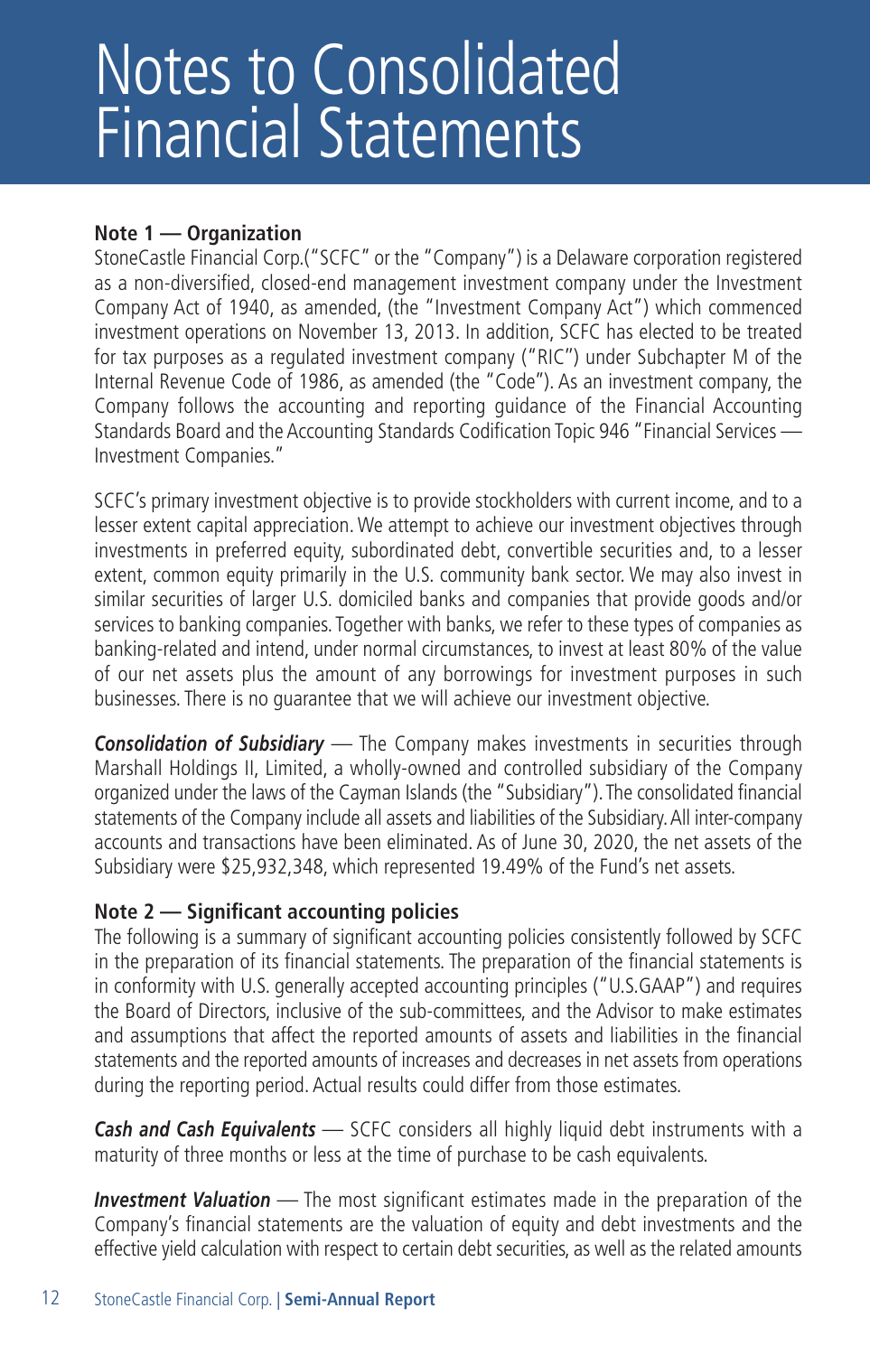# Notes to Consolidated Financial Statements

**Note 1 — Organization**

StoneCastle Financial Corp.("SCFC" or the "Company") is a Delaware corporation registered as a non-diversified, closed-end management investment company under the Investment Company Act of 1940, as amended, (the "Investment Company Act") which commenced investment operations on November 13, 2013. In addition, SCFC has elected to be treated for tax purposes as a regulated investment company ("RIC") under Subchapter M of the Internal Revenue Code of 1986, as amended (the "Code"). As an investment company, the Company follows the accounting and reporting guidance of the Financial Accounting Standards Board and the Accounting Standards Codification Topic 946 "Financial Services — Investment Companies."

SCFC's primary investment objective is to provide stockholders with current income, and to a lesser extent capital appreciation. We attempt to achieve our investment objectives through investments in preferred equity, subordinated debt, convertible securities and, to a lesser extent, common equity primarily in the U.S. community bank sector. We may also invest in similar securities of larger U.S. domiciled banks and companies that provide goods and/or services to banking companies. Together with banks, we refer to these types of companies as banking-related and intend, under normal circumstances, to invest at least 80% of the value of our net assets plus the amount of any borrowings for investment purposes in such businesses. There is no guarantee that we will achieve our investment objective.

***Consolidation of Subsidiary*** — The Company makes investments in securities through Marshall Holdings II, Limited, a wholly-owned and controlled subsidiary of the Company organized under the laws of the Cayman Islands (the "Subsidiary"). The consolidated financial statements of the Company include all assets and liabilities of the Subsidiary. All inter-company accounts and transactions have been eliminated. As of June 30, 2020, the net assets of the Subsidiary were $25,932,348, which represented 19.49% of the Fund's net assets.

**Note 2 — Significant accounting policies**

The following is a summary of significant accounting policies consistently followed by SCFC in the preparation of its financial statements. The preparation of the financial statements is in conformity with U.S. generally accepted accounting principles ("U.S.GAAP") and requires the Board of Directors, inclusive of the sub-committees, and the Advisor to make estimates and assumptions that affect the reported amounts of assets and liabilities in the financial statements and the reported amounts of increases and decreases in net assets from operations during the reporting period. Actual results could differ from those estimates.

***Cash and Cash Equivalents*** — SCFC considers all highly liquid debt instruments with a maturity of three months or less at the time of purchase to be cash equivalents.

***Investment Valuation*** — The most significant estimates made in the preparation of the Company's financial statements are the valuation of equity and debt investments and the effective yield calculation with respect to certain debt securities, as well as the related amounts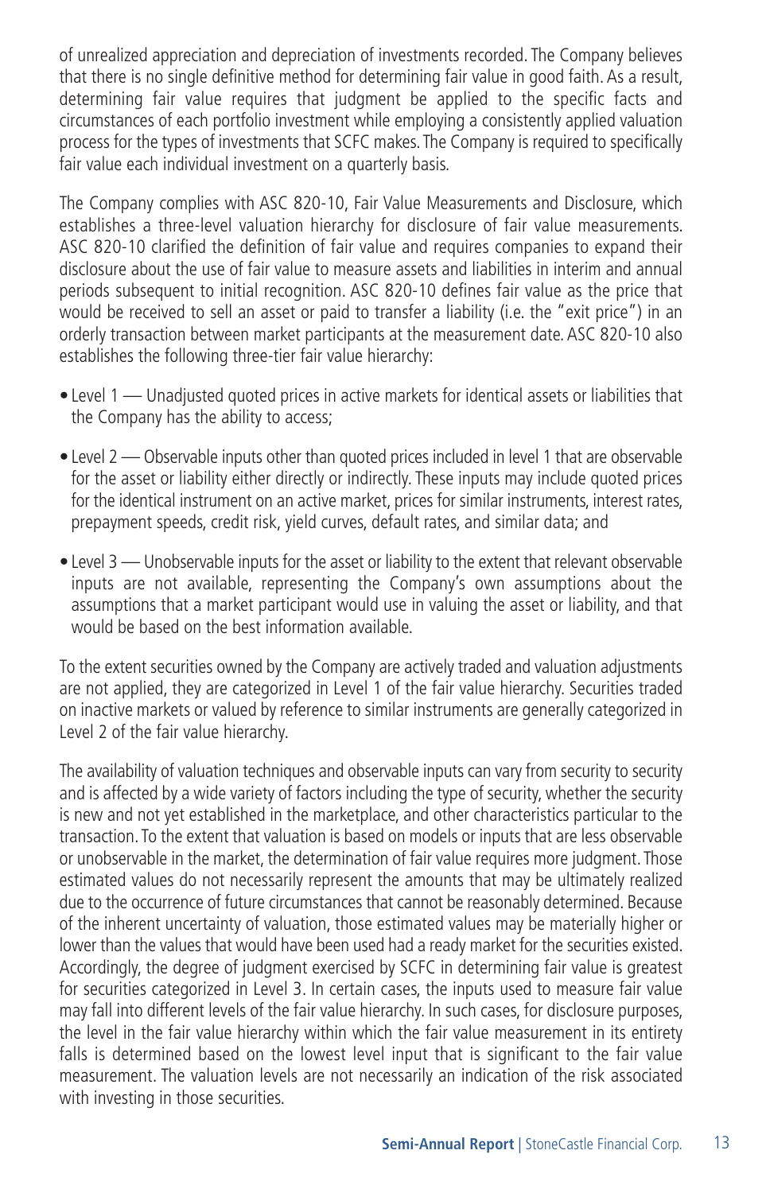of unrealized appreciation and depreciation of investments recorded. The Company believes that there is no single definitive method for determining fair value in good faith. As a result, determining fair value requires that judgment be applied to the specific facts and circumstances of each portfolio investment while employing a consistently applied valuation process for the types of investments that SCFC makes. The Company is required to specifically fair value each individual investment on a quarterly basis.

The Company complies with ASC 820-10, Fair Value Measurements and Disclosure, which establishes a three-level valuation hierarchy for disclosure of fair value measurements. ASC 820-10 clarified the definition of fair value and requires companies to expand their disclosure about the use of fair value to measure assets and liabilities in interim and annual periods subsequent to initial recognition. ASC 820-10 defines fair value as the price that would be received to sell an asset or paid to transfer a liability (i.e. the "exit price") in an orderly transaction between market participants at the measurement date. ASC 820-10 also establishes the following three-tier fair value hierarchy:

- Level 1 — Unadjusted quoted prices in active markets for identical assets or liabilities that the Company has the ability to access;
- Level 2 — Observable inputs other than quoted prices included in level 1 that are observable for the asset or liability either directly or indirectly. These inputs may include quoted prices for the identical instrument on an active market, prices for similar instruments, interest rates, prepayment speeds, credit risk, yield curves, default rates, and similar data; and
- Level 3 — Unobservable inputs for the asset or liability to the extent that relevant observable inputs are not available, representing the Company's own assumptions about the assumptions that a market participant would use in valuing the asset or liability, and that would be based on the best information available.

To the extent securities owned by the Company are actively traded and valuation adjustments are not applied, they are categorized in Level 1 of the fair value hierarchy. Securities traded on inactive markets or valued by reference to similar instruments are generally categorized in Level 2 of the fair value hierarchy.

The availability of valuation techniques and observable inputs can vary from security to security and is affected by a wide variety of factors including the type of security, whether the security is new and not yet established in the marketplace, and other characteristics particular to the transaction. To the extent that valuation is based on models or inputs that are less observable or unobservable in the market, the determination of fair value requires more judgment. Those estimated values do not necessarily represent the amounts that may be ultimately realized due to the occurrence of future circumstances that cannot be reasonably determined. Because of the inherent uncertainty of valuation, those estimated values may be materially higher or lower than the values that would have been used had a ready market for the securities existed. Accordingly, the degree of judgment exercised by SCFC in determining fair value is greatest for securities categorized in Level 3. In certain cases, the inputs used to measure fair value may fall into different levels of the fair value hierarchy. In such cases, for disclosure purposes, the level in the fair value hierarchy within which the fair value measurement in its entirety falls is determined based on the lowest level input that is significant to the fair value measurement. The valuation levels are not necessarily an indication of the risk associated with investing in those securities.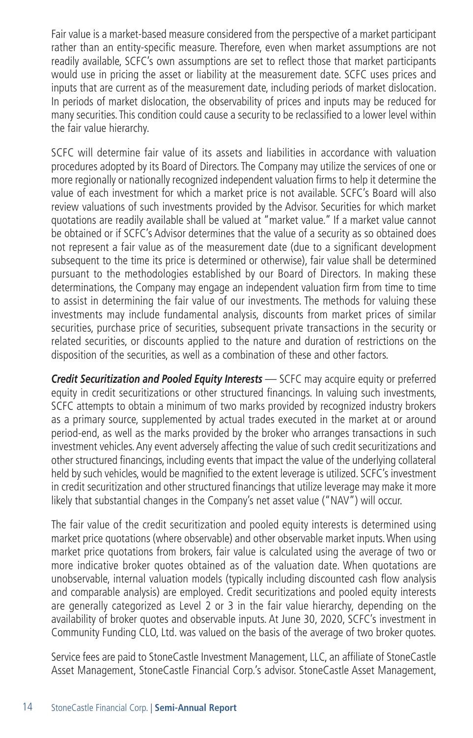Fair value is a market-based measure considered from the perspective of a market participant rather than an entity-specific measure. Therefore, even when market assumptions are not readily available, SCFC's own assumptions are set to reflect those that market participants would use in pricing the asset or liability at the measurement date. SCFC uses prices and inputs that are current as of the measurement date, including periods of market dislocation. In periods of market dislocation, the observability of prices and inputs may be reduced for many securities. This condition could cause a security to be reclassified to a lower level within the fair value hierarchy.

SCFC will determine fair value of its assets and liabilities in accordance with valuation procedures adopted by its Board of Directors. The Company may utilize the services of one or more regionally or nationally recognized independent valuation firms to help it determine the value of each investment for which a market price is not available. SCFC's Board will also review valuations of such investments provided by the Advisor. Securities for which market quotations are readily available shall be valued at "market value." If a market value cannot be obtained or if SCFC's Advisor determines that the value of a security as so obtained does not represent a fair value as of the measurement date (due to a significant development subsequent to the time its price is determined or otherwise), fair value shall be determined pursuant to the methodologies established by our Board of Directors. In making these determinations, the Company may engage an independent valuation firm from time to time to assist in determining the fair value of our investments. The methods for valuing these investments may include fundamental analysis, discounts from market prices of similar securities, purchase price of securities, subsequent private transactions in the security or related securities, or discounts applied to the nature and duration of restrictions on the disposition of the securities, as well as a combination of these and other factors.

***Credit Securitization and Pooled Equity Interests*** — SCFC may acquire equity or preferred equity in credit securitizations or other structured financings. In valuing such investments, SCFC attempts to obtain a minimum of two marks provided by recognized industry brokers as a primary source, supplemented by actual trades executed in the market at or around period-end, as well as the marks provided by the broker who arranges transactions in such investment vehicles. Any event adversely affecting the value of such credit securitizations and other structured financings, including events that impact the value of the underlying collateral held by such vehicles, would be magnified to the extent leverage is utilized. SCFC's investment in credit securitization and other structured financings that utilize leverage may make it more likely that substantial changes in the Company's net asset value ("NAV") will occur.

The fair value of the credit securitization and pooled equity interests is determined using market price quotations (where observable) and other observable market inputs. When using market price quotations from brokers, fair value is calculated using the average of two or more indicative broker quotes obtained as of the valuation date. When quotations are unobservable, internal valuation models (typically including discounted cash flow analysis and comparable analysis) are employed. Credit securitizations and pooled equity interests are generally categorized as Level 2 or 3 in the fair value hierarchy, depending on the availability of broker quotes and observable inputs. At June 30, 2020, SCFC's investment in Community Funding CLO, Ltd. was valued on the basis of the average of two broker quotes.

Service fees are paid to StoneCastle Investment Management, LLC, an affiliate of StoneCastle Asset Management, StoneCastle Financial Corp.'s advisor. StoneCastle Asset Management,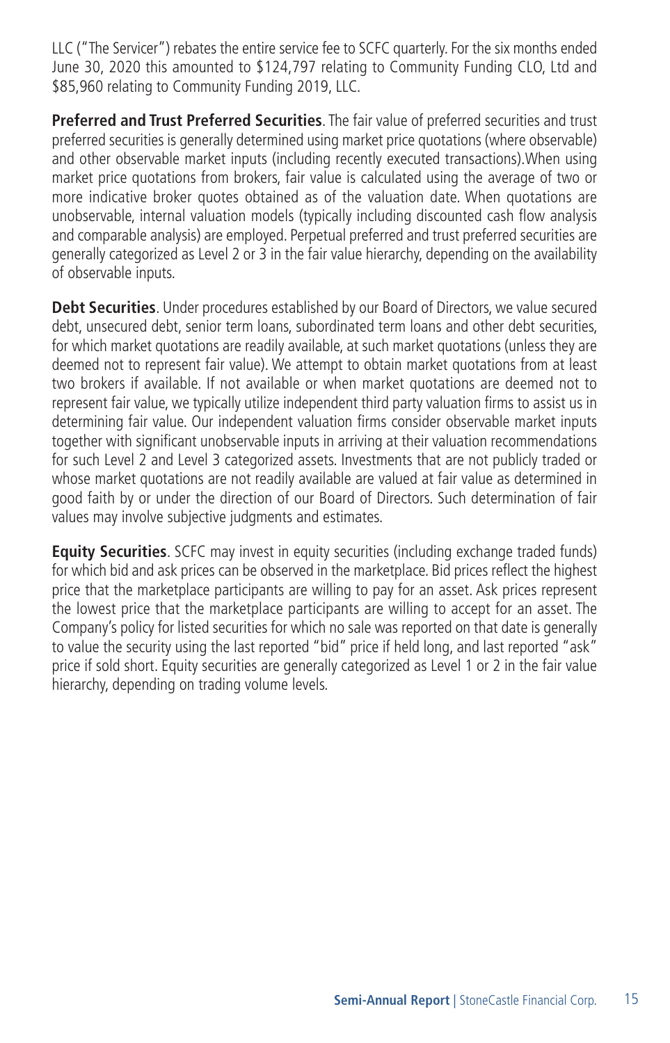LLC ("The Servicer") rebates the entire service fee to SCFC quarterly. For the six months ended June 30, 2020 this amounted to $124,797 relating to Community Funding CLO, Ltd and $85,960 relating to Community Funding 2019, LLC.

**Preferred and Trust Preferred Securities**. The fair value of preferred securities and trust preferred securities is generally determined using market price quotations (where observable) and other observable market inputs (including recently executed transactions).When using market price quotations from brokers, fair value is calculated using the average of two or more indicative broker quotes obtained as of the valuation date. When quotations are unobservable, internal valuation models (typically including discounted cash flow analysis and comparable analysis) are employed. Perpetual preferred and trust preferred securities are generally categorized as Level 2 or 3 in the fair value hierarchy, depending on the availability of observable inputs.

**Debt Securities**. Under procedures established by our Board of Directors, we value secured debt, unsecured debt, senior term loans, subordinated term loans and other debt securities, for which market quotations are readily available, at such market quotations (unless they are deemed not to represent fair value). We attempt to obtain market quotations from at least two brokers if available. If not available or when market quotations are deemed not to represent fair value, we typically utilize independent third party valuation firms to assist us in determining fair value. Our independent valuation firms consider observable market inputs together with significant unobservable inputs in arriving at their valuation recommendations for such Level 2 and Level 3 categorized assets. Investments that are not publicly traded or whose market quotations are not readily available are valued at fair value as determined in good faith by or under the direction of our Board of Directors. Such determination of fair values may involve subjective judgments and estimates.

**Equity Securities**. SCFC may invest in equity securities (including exchange traded funds) for which bid and ask prices can be observed in the marketplace. Bid prices reflect the highest price that the marketplace participants are willing to pay for an asset. Ask prices represent the lowest price that the marketplace participants are willing to accept for an asset. The Company's policy for listed securities for which no sale was reported on that date is generally to value the security using the last reported "bid" price if held long, and last reported "ask" price if sold short. Equity securities are generally categorized as Level 1 or 2 in the fair value hierarchy, depending on trading volume levels.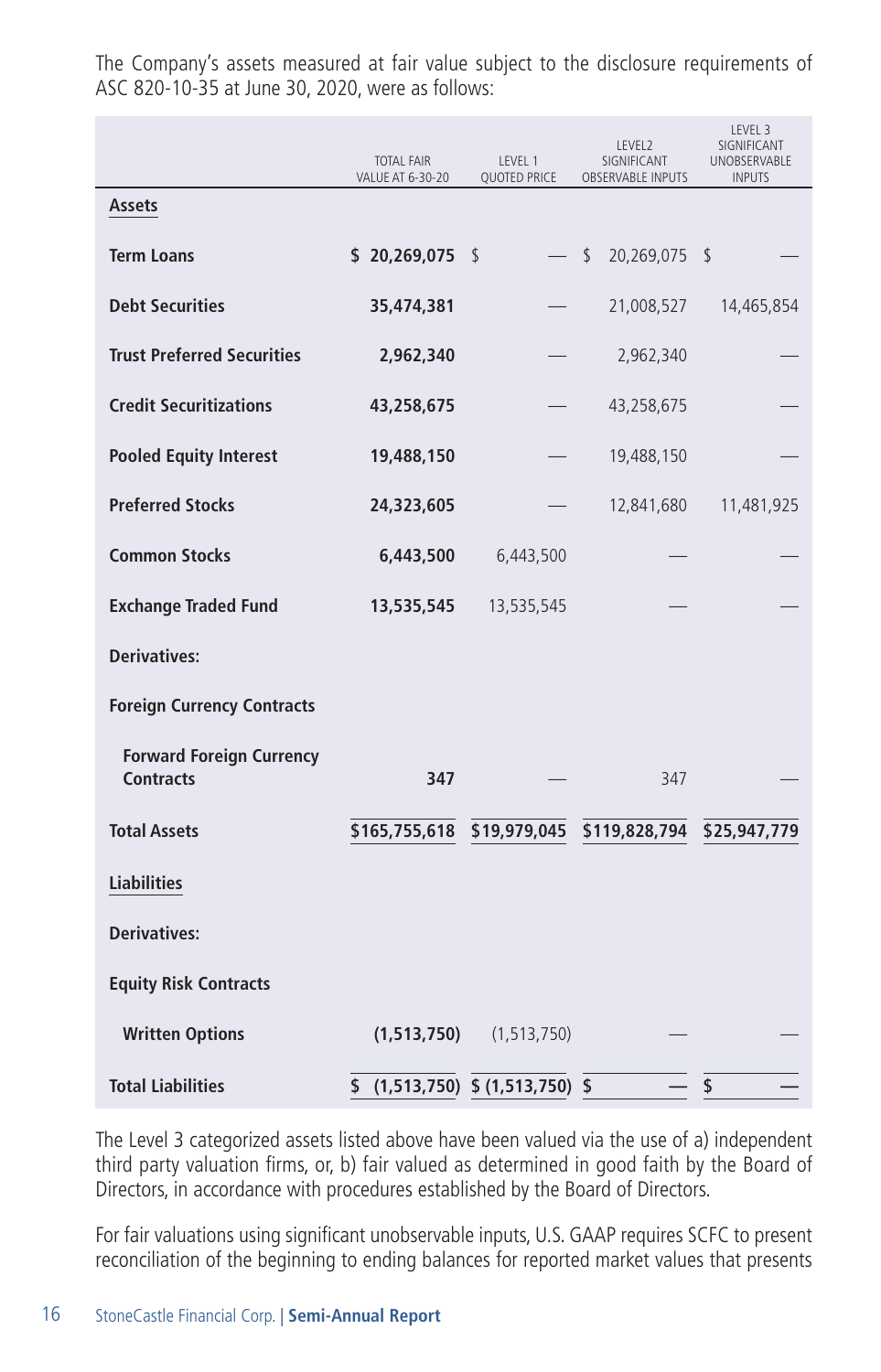The Company's assets measured at fair value subject to the disclosure requirements of ASC 820-10-35 at June 30, 2020, were as follows:

| | TOTAL FAIR VALUE AT 6-30-20 | LEVEL 1 QUOTED PRICE | LEVEL2 SIGNIFICANT OBSERVABLE INPUTS | LEVEL 3 SIGNIFICANT UNOBSERVABLE INPUTS |
|---|---|---|---|---|
| **Assets** | | | | |
| **Term Loans** | **$ 20,269,075** | $ — | $ 20,269,075 | $ — |
| **Debt Securities** | **35,474,381** | — | 21,008,527 | 14,465,854 |
| **Trust Preferred Securities** | **2,962,340** | — | 2,962,340 | — |
| **Credit Securitizations** | **43,258,675** | — | 43,258,675 | — |
| **Pooled Equity Interest** | **19,488,150** | — | 19,488,150 | — |
| **Preferred Stocks** | **24,323,605** | — | 12,841,680 | 11,481,925 |
| **Common Stocks** | **6,443,500** | 6,443,500 | — | — |
| **Exchange Traded Fund** | **13,535,545** | 13,535,545 | — | — |
| **Derivatives:** | | | | |
| **Foreign Currency Contracts** | | | | |
| **Forward Foreign Currency Contracts** | **347** | — | 347 | — |
| **Total Assets** | **$165,755,618** | **$19,979,045** | **$119,828,794** | **$25,947,779** |
| **Liabilities** | | | | |
| **Derivatives:** | | | | |
| **Equity Risk Contracts** | | | | |
| **Written Options** | **(1,513,750)** | (1,513,750) | — | — |
| **Total Liabilities** | **$ (1,513,750)** | **$ (1,513,750)** | **$ —** | **$ —** |

The Level 3 categorized assets listed above have been valued via the use of a) independent third party valuation firms, or, b) fair valued as determined in good faith by the Board of Directors, in accordance with procedures established by the Board of Directors.

For fair valuations using significant unobservable inputs, U.S. GAAP requires SCFC to present reconciliation of the beginning to ending balances for reported market values that presents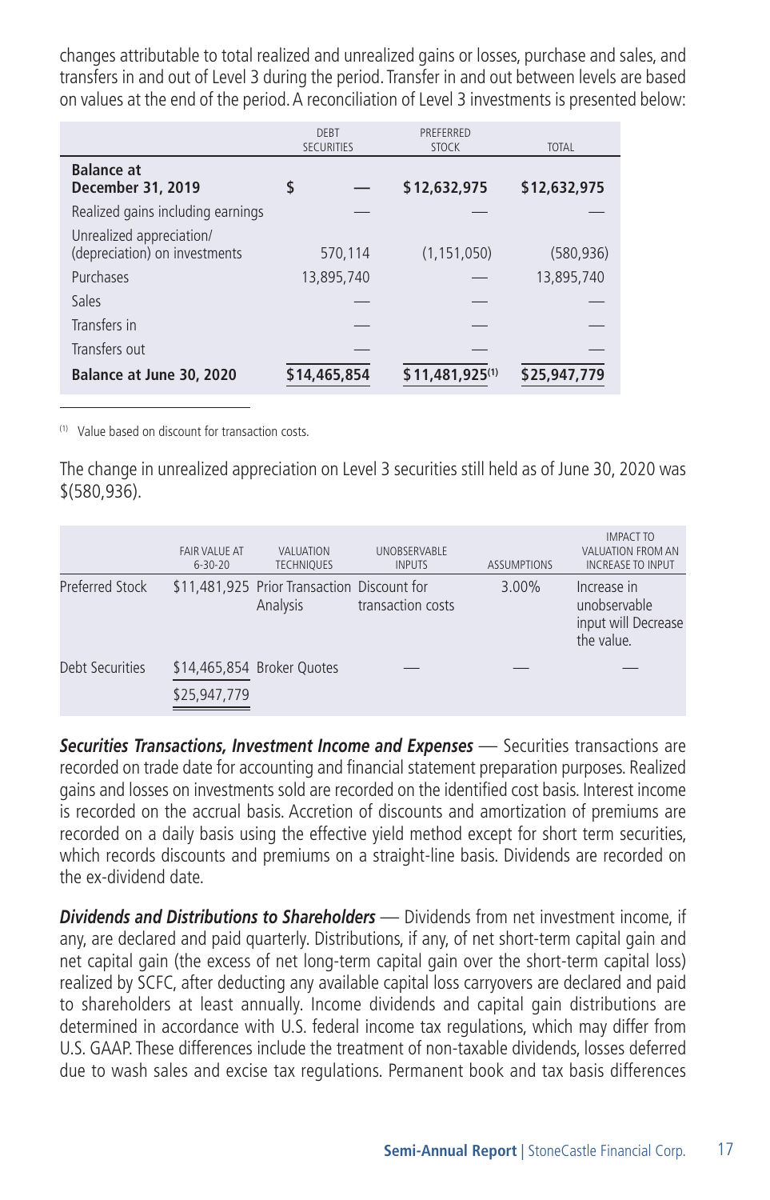changes attributable to total realized and unrealized gains or losses, purchase and sales, and transfers in and out of Level 3 during the period. Transfer in and out between levels are based on values at the end of the period. A reconciliation of Level 3 investments is presented below:

| | DEBT SECURITIES | PREFERRED STOCK | TOTAL |
|---|---|---|---|
| **Balance at December 31, 2019** | $ — | $12,632,975 | $12,632,975 |
| Realized gains including earnings | — | — | — |
| Unrealized appreciation/ (depreciation) on investments | 570,114 | (1,151,050) | (580,936) |
| Purchases | 13,895,740 | — | 13,895,740 |
| Sales | — | — | — |
| Transfers in | — | — | — |
| Transfers out | — | — | — |
| **Balance at June 30, 2020** | $14,465,854 | $11,481,925[(1)] | $25,947,779 |

(1) Value based on discount for transaction costs.

The change in unrealized appreciation on Level 3 securities still held as of June 30, 2020 was $(580,936).

| | FAIR VALUE AT 6-30-20 | VALUATION TECHNIQUES | UNOBSERVABLE INPUTS | ASSUMPTIONS | IMPACT TO VALUATION FROM AN INCREASE TO INPUT |
|---|---|---|---|---|---|
| Preferred Stock | $11,481,925 | Prior Transaction Analysis | Discount for transaction costs | 3.00% | Increase in unobservable input will Decrease the value. |
| Debt Securities | $14,465,854 | Broker Quotes | — | — | — |
| | $25,947,779 | | | | |

***Securities Transactions, Investment Income and Expenses*** — Securities transactions are recorded on trade date for accounting and financial statement preparation purposes. Realized gains and losses on investments sold are recorded on the identified cost basis. Interest income is recorded on the accrual basis. Accretion of discounts and amortization of premiums are recorded on a daily basis using the effective yield method except for short term securities, which records discounts and premiums on a straight-line basis. Dividends are recorded on the ex-dividend date.

***Dividends and Distributions to Shareholders*** — Dividends from net investment income, if any, are declared and paid quarterly. Distributions, if any, of net short-term capital gain and net capital gain (the excess of net long-term capital gain over the short-term capital loss) realized by SCFC, after deducting any available capital loss carryovers are declared and paid to shareholders at least annually. Income dividends and capital gain distributions are determined in accordance with U.S. federal income tax regulations, which may differ from U.S. GAAP. These differences include the treatment of non-taxable dividends, losses deferred due to wash sales and excise tax regulations. Permanent book and tax basis differences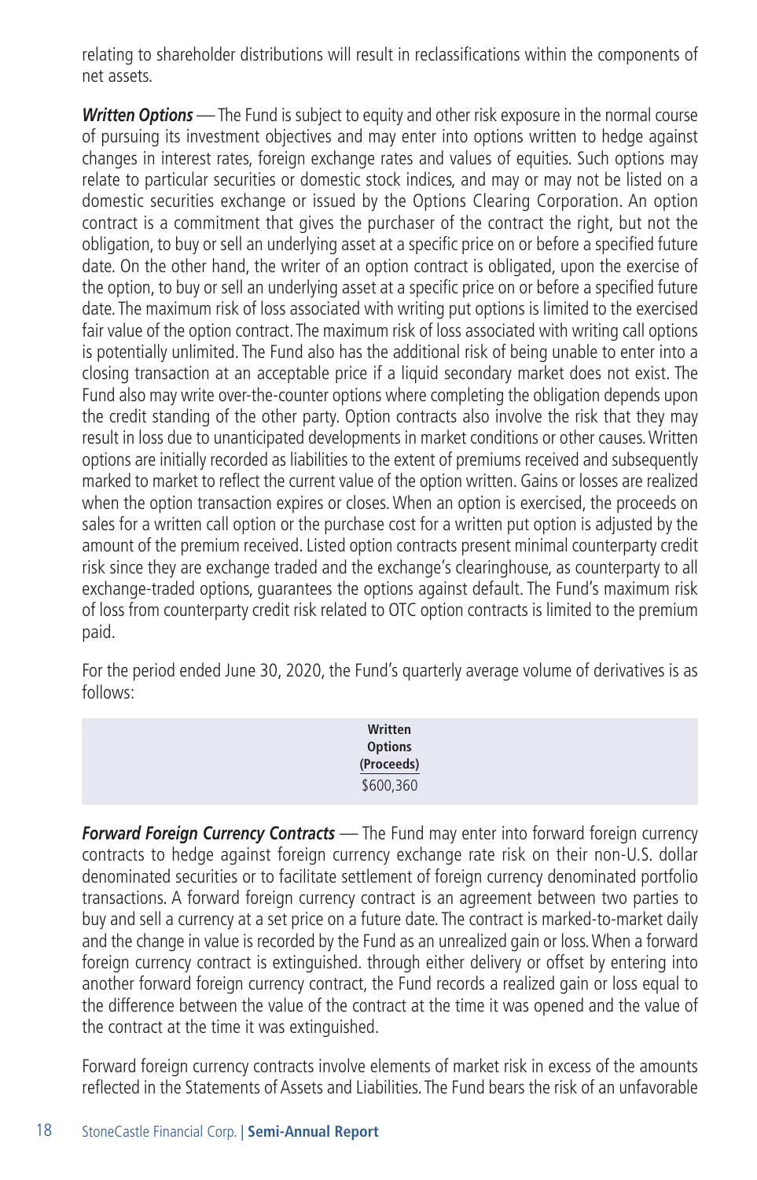relating to shareholder distributions will result in reclassifications within the components of net assets.

***Written Options*** — The Fund is subject to equity and other risk exposure in the normal course of pursuing its investment objectives and may enter into options written to hedge against changes in interest rates, foreign exchange rates and values of equities. Such options may relate to particular securities or domestic stock indices, and may or may not be listed on a domestic securities exchange or issued by the Options Clearing Corporation. An option contract is a commitment that gives the purchaser of the contract the right, but not the obligation, to buy or sell an underlying asset at a specific price on or before a specified future date. On the other hand, the writer of an option contract is obligated, upon the exercise of the option, to buy or sell an underlying asset at a specific price on or before a specified future date. The maximum risk of loss associated with writing put options is limited to the exercised fair value of the option contract. The maximum risk of loss associated with writing call options is potentially unlimited. The Fund also has the additional risk of being unable to enter into a closing transaction at an acceptable price if a liquid secondary market does not exist. The Fund also may write over-the-counter options where completing the obligation depends upon the credit standing of the other party. Option contracts also involve the risk that they may result in loss due to unanticipated developments in market conditions or other causes. Written options are initially recorded as liabilities to the extent of premiums received and subsequently marked to market to reflect the current value of the option written. Gains or losses are realized when the option transaction expires or closes. When an option is exercised, the proceeds on sales for a written call option or the purchase cost for a written put option is adjusted by the amount of the premium received. Listed option contracts present minimal counterparty credit risk since they are exchange traded and the exchange's clearinghouse, as counterparty to all exchange-traded options, guarantees the options against default. The Fund's maximum risk of loss from counterparty credit risk related to OTC option contracts is limited to the premium paid.

For the period ended June 30, 2020, the Fund's quarterly average volume of derivatives is as follows:

| Written Options (Proceeds) |
|---|
| $600,360 |

***Forward Foreign Currency Contracts*** — The Fund may enter into forward foreign currency contracts to hedge against foreign currency exchange rate risk on their non-U.S. dollar denominated securities or to facilitate settlement of foreign currency denominated portfolio transactions. A forward foreign currency contract is an agreement between two parties to buy and sell a currency at a set price on a future date. The contract is marked-to-market daily and the change in value is recorded by the Fund as an unrealized gain or loss. When a forward foreign currency contract is extinguished. through either delivery or offset by entering into another forward foreign currency contract, the Fund records a realized gain or loss equal to the difference between the value of the contract at the time it was opened and the value of the contract at the time it was extinguished.

Forward foreign currency contracts involve elements of market risk in excess of the amounts reflected in the Statements of Assets and Liabilities. The Fund bears the risk of an unfavorable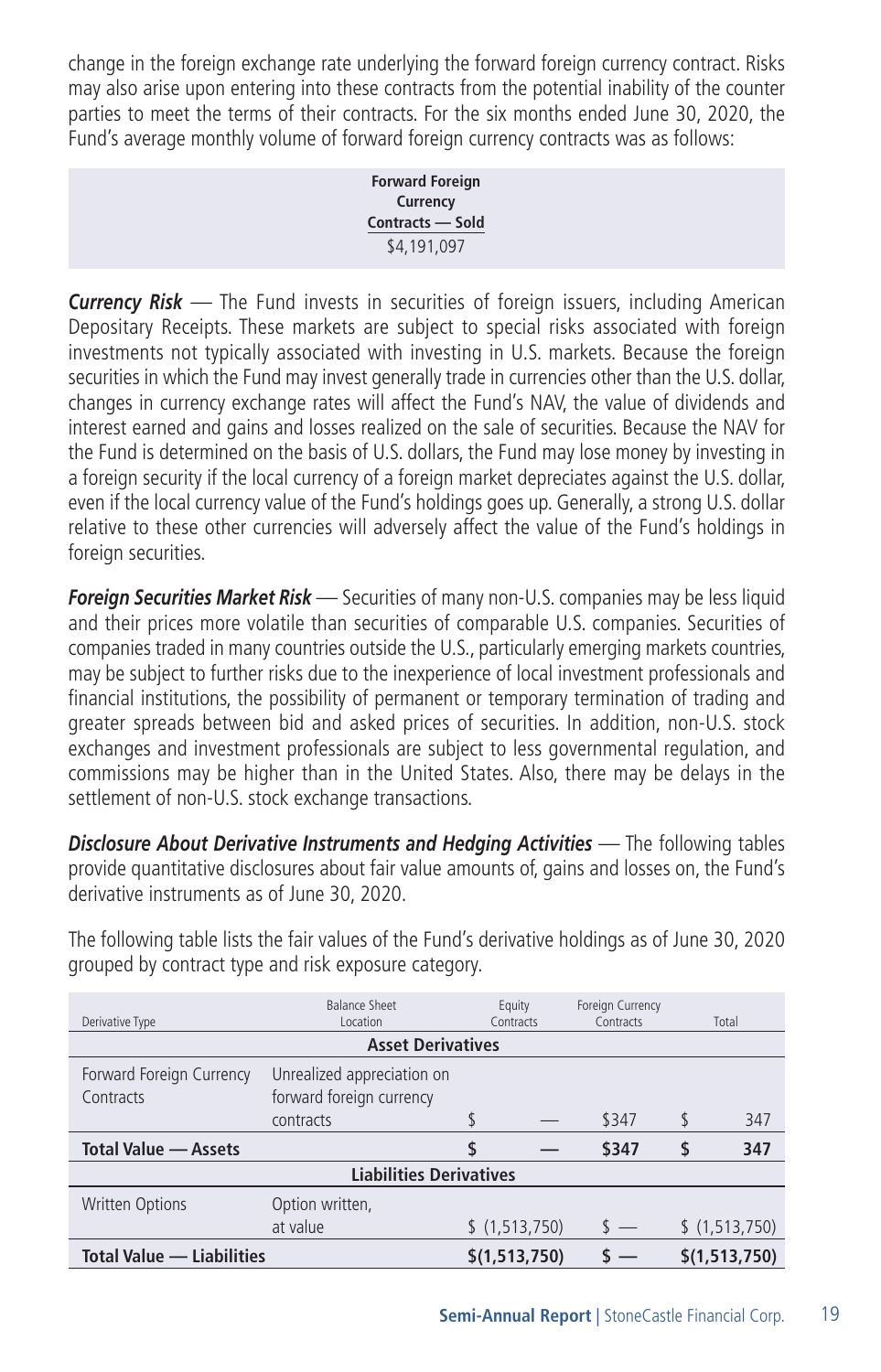change in the foreign exchange rate underlying the forward foreign currency contract. Risks may also arise upon entering into these contracts from the potential inability of the counter parties to meet the terms of their contracts. For the six months ended June 30, 2020, the Fund's average monthly volume of forward foreign currency contracts was as follows:

| Forward Foreign Currency Contracts — Sold |
|---|
| $4,191,097 |

***Currency Risk*** — The Fund invests in securities of foreign issuers, including American Depositary Receipts. These markets are subject to special risks associated with foreign investments not typically associated with investing in U.S. markets. Because the foreign securities in which the Fund may invest generally trade in currencies other than the U.S. dollar, changes in currency exchange rates will affect the Fund's NAV, the value of dividends and interest earned and gains and losses realized on the sale of securities. Because the NAV for the Fund is determined on the basis of U.S. dollars, the Fund may lose money by investing in a foreign security if the local currency of a foreign market depreciates against the U.S. dollar, even if the local currency value of the Fund's holdings goes up. Generally, a strong U.S. dollar relative to these other currencies will adversely affect the value of the Fund's holdings in foreign securities.

***Foreign Securities Market Risk*** — Securities of many non-U.S. companies may be less liquid and their prices more volatile than securities of comparable U.S. companies. Securities of companies traded in many countries outside the U.S., particularly emerging markets countries, may be subject to further risks due to the inexperience of local investment professionals and financial institutions, the possibility of permanent or temporary termination of trading and greater spreads between bid and asked prices of securities. In addition, non-U.S. stock exchanges and investment professionals are subject to less governmental regulation, and commissions may be higher than in the United States. Also, there may be delays in the settlement of non-U.S. stock exchange transactions.

***Disclosure About Derivative Instruments and Hedging Activities*** — The following tables provide quantitative disclosures about fair value amounts of, gains and losses on, the Fund's derivative instruments as of June 30, 2020.

The following table lists the fair values of the Fund's derivative holdings as of June 30, 2020 grouped by contract type and risk exposure category.

| Derivative Type | Balance Sheet Location | Equity Contracts | Foreign Currency Contracts | Total |
|---|---|---|---|---|
| **Asset Derivatives** | | | | |
| Forward Foreign Currency Contracts | Unrealized appreciation on forward foreign currency contracts | $ — | $347 | $ 347 |
| **Total Value — Assets** | | **$ —** | **$347** | **$ 347** |
| **Liabilities Derivatives** | | | | |
| Written Options | Option written, at value | $ (1,513,750) | $ — | $ (1,513,750) |
| **Total Value — Liabilities** | | **$(1,513,750)** | **$ —** | **$(1,513,750)** |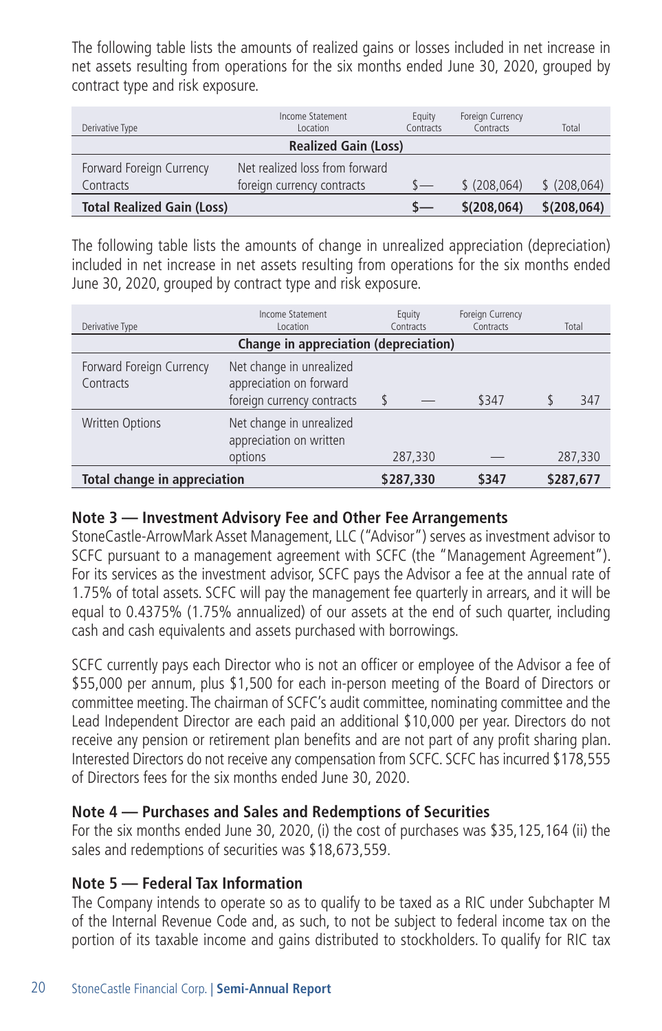The following table lists the amounts of realized gains or losses included in net increase in net assets resulting from operations for the six months ended June 30, 2020, grouped by contract type and risk exposure.

| Derivative Type | Income Statement Location | Equity Contracts | Foreign Currency Contracts | Total |
|---|---|---|---|---|
| | **Realized Gain (Loss)** | | | |
| Forward Foreign Currency Contracts | Net realized loss from forward foreign currency contracts | $— | $ (208,064) | $ (208,064) |
| **Total Realized Gain (Loss)** | | **$—** | **$(208,064)** | **$(208,064)** |

The following table lists the amounts of change in unrealized appreciation (depreciation) included in net increase in net assets resulting from operations for the six months ended June 30, 2020, grouped by contract type and risk exposure.

| Derivative Type | Income Statement Location | Equity Contracts | Foreign Currency Contracts | Total |
|---|---|---|---|---|
| | **Change in appreciation (depreciation)** | | | |
| Forward Foreign Currency Contracts | Net change in unrealized appreciation on forward foreign currency contracts | $ — | $347 | $ 347 |
| Written Options | Net change in unrealized appreciation on written options | 287,330 | — | 287,330 |
| **Total change in appreciation** | | **$287,330** | **$347** | **$287,677** |

## Note 3 — Investment Advisory Fee and Other Fee Arrangements

StoneCastle-ArrowMark Asset Management, LLC ("Advisor") serves as investment advisor to SCFC pursuant to a management agreement with SCFC (the "Management Agreement"). For its services as the investment advisor, SCFC pays the Advisor a fee at the annual rate of 1.75% of total assets. SCFC will pay the management fee quarterly in arrears, and it will be equal to 0.4375% (1.75% annualized) of our assets at the end of such quarter, including cash and cash equivalents and assets purchased with borrowings.

SCFC currently pays each Director who is not an officer or employee of the Advisor a fee of $55,000 per annum, plus $1,500 for each in-person meeting of the Board of Directors or committee meeting. The chairman of SCFC's audit committee, nominating committee and the Lead Independent Director are each paid an additional $10,000 per year. Directors do not receive any pension or retirement plan benefits and are not part of any profit sharing plan. Interested Directors do not receive any compensation from SCFC. SCFC has incurred $178,555 of Directors fees for the six months ended June 30, 2020.

## Note 4 — Purchases and Sales and Redemptions of Securities

For the six months ended June 30, 2020, (i) the cost of purchases was $35,125,164 (ii) the sales and redemptions of securities was $18,673,559.

## Note 5 — Federal Tax Information

The Company intends to operate so as to qualify to be taxed as a RIC under Subchapter M of the Internal Revenue Code and, as such, to not be subject to federal income tax on the portion of its taxable income and gains distributed to stockholders. To qualify for RIC tax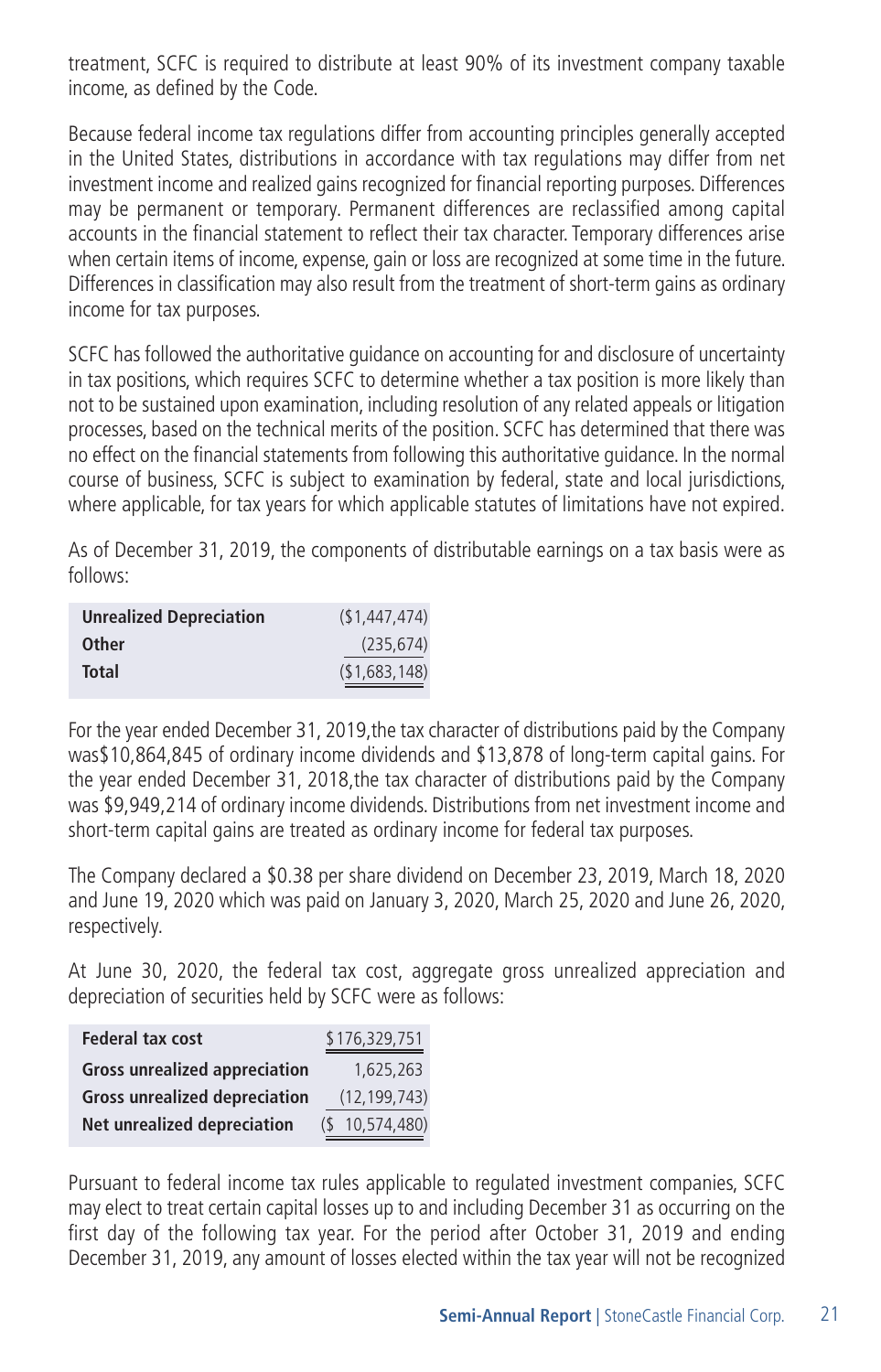treatment, SCFC is required to distribute at least 90% of its investment company taxable income, as defined by the Code.

Because federal income tax regulations differ from accounting principles generally accepted in the United States, distributions in accordance with tax regulations may differ from net investment income and realized gains recognized for financial reporting purposes. Differences may be permanent or temporary. Permanent differences are reclassified among capital accounts in the financial statement to reflect their tax character. Temporary differences arise when certain items of income, expense, gain or loss are recognized at some time in the future. Differences in classification may also result from the treatment of short-term gains as ordinary income for tax purposes.

SCFC has followed the authoritative guidance on accounting for and disclosure of uncertainty in tax positions, which requires SCFC to determine whether a tax position is more likely than not to be sustained upon examination, including resolution of any related appeals or litigation processes, based on the technical merits of the position. SCFC has determined that there was no effect on the financial statements from following this authoritative guidance. In the normal course of business, SCFC is subject to examination by federal, state and local jurisdictions, where applicable, for tax years for which applicable statutes of limitations have not expired.

As of December 31, 2019, the components of distributable earnings on a tax basis were as follows:

| | |
|---|---|
| **Unrealized Depreciation** | ($1,447,474) |
| **Other** | (235,674) |
| **Total** | ($1,683,148) |

For the year ended December 31, 2019,the tax character of distributions paid by the Company was$10,864,845 of ordinary income dividends and $13,878 of long-term capital gains. For the year ended December 31, 2018,the tax character of distributions paid by the Company was $9,949,214 of ordinary income dividends. Distributions from net investment income and short-term capital gains are treated as ordinary income for federal tax purposes.

The Company declared a $0.38 per share dividend on December 23, 2019, March 18, 2020 and June 19, 2020 which was paid on January 3, 2020, March 25, 2020 and June 26, 2020, respectively.

At June 30, 2020, the federal tax cost, aggregate gross unrealized appreciation and depreciation of securities held by SCFC were as follows:

| | |
|---|---|
| **Federal tax cost** | $176,329,751 |
| **Gross unrealized appreciation** | 1,625,263 |
| **Gross unrealized depreciation** | (12,199,743) |
| **Net unrealized depreciation** | ($ 10,574,480) |

Pursuant to federal income tax rules applicable to regulated investment companies, SCFC may elect to treat certain capital losses up to and including December 31 as occurring on the first day of the following tax year. For the period after October 31, 2019 and ending December 31, 2019, any amount of losses elected within the tax year will not be recognized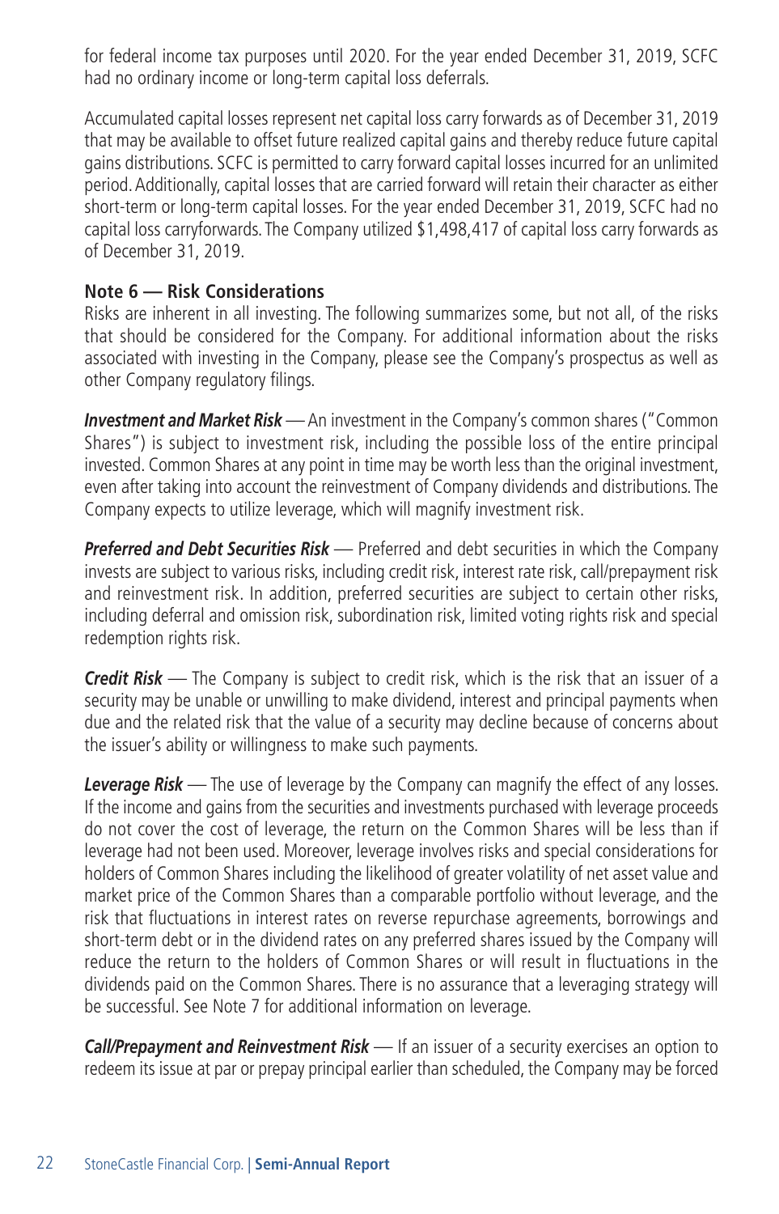for federal income tax purposes until 2020. For the year ended December 31, 2019, SCFC had no ordinary income or long-term capital loss deferrals.

Accumulated capital losses represent net capital loss carry forwards as of December 31, 2019 that may be available to offset future realized capital gains and thereby reduce future capital gains distributions. SCFC is permitted to carry forward capital losses incurred for an unlimited period. Additionally, capital losses that are carried forward will retain their character as either short-term or long-term capital losses. For the year ended December 31, 2019, SCFC had no capital loss carryforwards. The Company utilized $1,498,417 of capital loss carry forwards as of December 31, 2019.

## Note 6 — Risk Considerations

Risks are inherent in all investing. The following summarizes some, but not all, of the risks that should be considered for the Company. For additional information about the risks associated with investing in the Company, please see the Company's prospectus as well as other Company regulatory filings.

***Investment and Market Risk*** — An investment in the Company's common shares ("Common Shares") is subject to investment risk, including the possible loss of the entire principal invested. Common Shares at any point in time may be worth less than the original investment, even after taking into account the reinvestment of Company dividends and distributions. The Company expects to utilize leverage, which will magnify investment risk.

***Preferred and Debt Securities Risk*** — Preferred and debt securities in which the Company invests are subject to various risks, including credit risk, interest rate risk, call/prepayment risk and reinvestment risk. In addition, preferred securities are subject to certain other risks, including deferral and omission risk, subordination risk, limited voting rights risk and special redemption rights risk.

***Credit Risk*** — The Company is subject to credit risk, which is the risk that an issuer of a security may be unable or unwilling to make dividend, interest and principal payments when due and the related risk that the value of a security may decline because of concerns about the issuer's ability or willingness to make such payments.

***Leverage Risk*** — The use of leverage by the Company can magnify the effect of any losses. If the income and gains from the securities and investments purchased with leverage proceeds do not cover the cost of leverage, the return on the Common Shares will be less than if leverage had not been used. Moreover, leverage involves risks and special considerations for holders of Common Shares including the likelihood of greater volatility of net asset value and market price of the Common Shares than a comparable portfolio without leverage, and the risk that fluctuations in interest rates on reverse repurchase agreements, borrowings and short-term debt or in the dividend rates on any preferred shares issued by the Company will reduce the return to the holders of Common Shares or will result in fluctuations in the dividends paid on the Common Shares. There is no assurance that a leveraging strategy will be successful. See Note 7 for additional information on leverage.

***Call/Prepayment and Reinvestment Risk*** — If an issuer of a security exercises an option to redeem its issue at par or prepay principal earlier than scheduled, the Company may be forced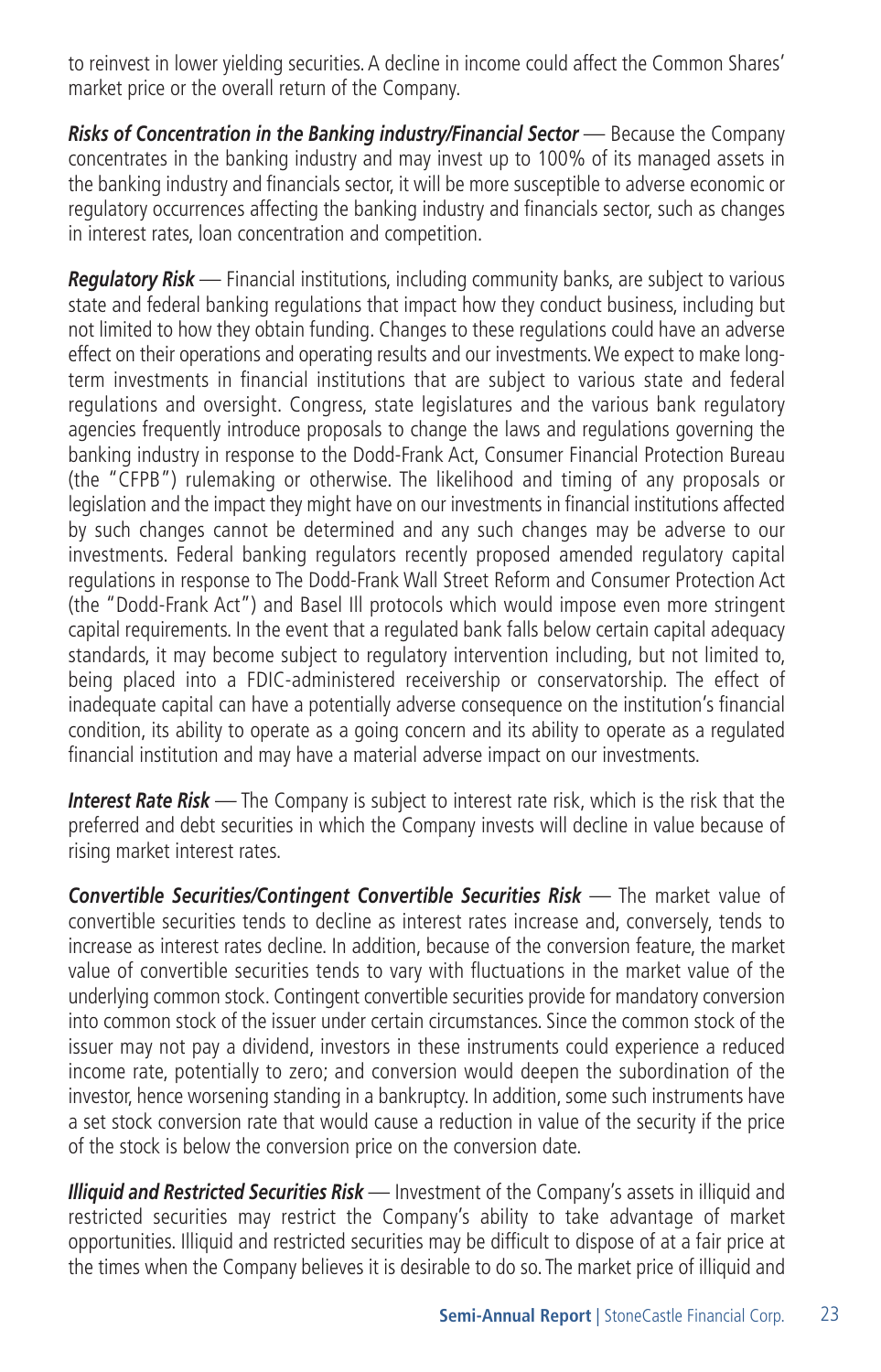to reinvest in lower yielding securities. A decline in income could affect the Common Shares' market price or the overall return of the Company.

***Risks of Concentration in the Banking industry/Financial Sector*** — Because the Company concentrates in the banking industry and may invest up to 100% of its managed assets in the banking industry and financials sector, it will be more susceptible to adverse economic or regulatory occurrences affecting the banking industry and financials sector, such as changes in interest rates, loan concentration and competition.

***Regulatory Risk*** — Financial institutions, including community banks, are subject to various state and federal banking regulations that impact how they conduct business, including but not limited to how they obtain funding. Changes to these regulations could have an adverse effect on their operations and operating results and our investments. We expect to make long-term investments in financial institutions that are subject to various state and federal regulations and oversight. Congress, state legislatures and the various bank regulatory agencies frequently introduce proposals to change the laws and regulations governing the banking industry in response to the Dodd-Frank Act, Consumer Financial Protection Bureau (the "CFPB") rulemaking or otherwise. The likelihood and timing of any proposals or legislation and the impact they might have on our investments in financial institutions affected by such changes cannot be determined and any such changes may be adverse to our investments. Federal banking regulators recently proposed amended regulatory capital regulations in response to The Dodd-Frank Wall Street Reform and Consumer Protection Act (the "Dodd-Frank Act") and Basel III protocols which would impose even more stringent capital requirements. In the event that a regulated bank falls below certain capital adequacy standards, it may become subject to regulatory intervention including, but not limited to, being placed into a FDIC-administered receivership or conservatorship. The effect of inadequate capital can have a potentially adverse consequence on the institution's financial condition, its ability to operate as a going concern and its ability to operate as a regulated financial institution and may have a material adverse impact on our investments.

***Interest Rate Risk*** — The Company is subject to interest rate risk, which is the risk that the preferred and debt securities in which the Company invests will decline in value because of rising market interest rates.

***Convertible Securities/Contingent Convertible Securities Risk*** — The market value of convertible securities tends to decline as interest rates increase and, conversely, tends to increase as interest rates decline. In addition, because of the conversion feature, the market value of convertible securities tends to vary with fluctuations in the market value of the underlying common stock. Contingent convertible securities provide for mandatory conversion into common stock of the issuer under certain circumstances. Since the common stock of the issuer may not pay a dividend, investors in these instruments could experience a reduced income rate, potentially to zero; and conversion would deepen the subordination of the investor, hence worsening standing in a bankruptcy. In addition, some such instruments have a set stock conversion rate that would cause a reduction in value of the security if the price of the stock is below the conversion price on the conversion date.

***Illiquid and Restricted Securities Risk*** — Investment of the Company's assets in illiquid and restricted securities may restrict the Company's ability to take advantage of market opportunities. Illiquid and restricted securities may be difficult to dispose of at a fair price at the times when the Company believes it is desirable to do so. The market price of illiquid and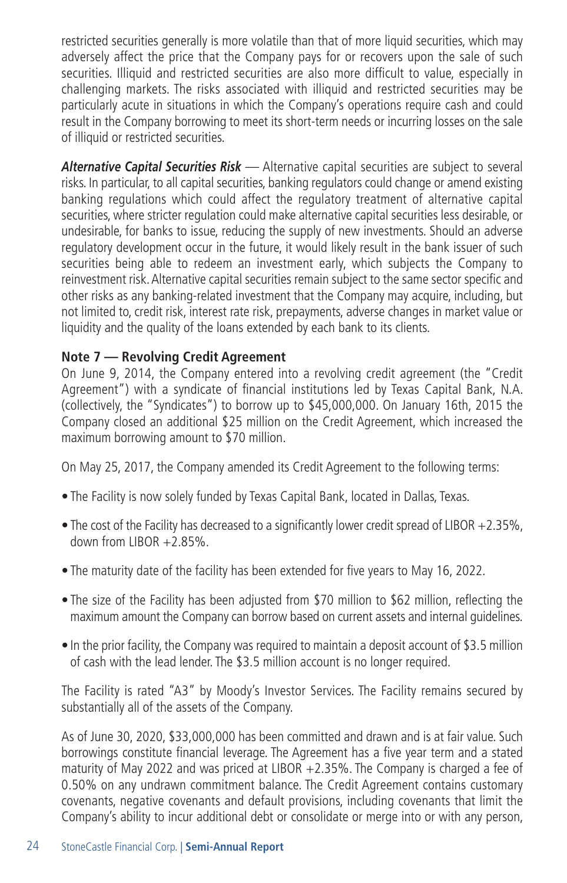restricted securities generally is more volatile than that of more liquid securities, which may adversely affect the price that the Company pays for or recovers upon the sale of such securities. Illiquid and restricted securities are also more difficult to value, especially in challenging markets. The risks associated with illiquid and restricted securities may be particularly acute in situations in which the Company's operations require cash and could result in the Company borrowing to meet its short-term needs or incurring losses on the sale of illiquid or restricted securities.

***Alternative Capital Securities Risk*** — Alternative capital securities are subject to several risks. In particular, to all capital securities, banking regulators could change or amend existing banking regulations which could affect the regulatory treatment of alternative capital securities, where stricter regulation could make alternative capital securities less desirable, or undesirable, for banks to issue, reducing the supply of new investments. Should an adverse regulatory development occur in the future, it would likely result in the bank issuer of such securities being able to redeem an investment early, which subjects the Company to reinvestment risk. Alternative capital securities remain subject to the same sector specific and other risks as any banking-related investment that the Company may acquire, including, but not limited to, credit risk, interest rate risk, prepayments, adverse changes in market value or liquidity and the quality of the loans extended by each bank to its clients.

**Note 7 — Revolving Credit Agreement**

On June 9, 2014, the Company entered into a revolving credit agreement (the "Credit Agreement") with a syndicate of financial institutions led by Texas Capital Bank, N.A. (collectively, the "Syndicates") to borrow up to $45,000,000. On January 16th, 2015 the Company closed an additional $25 million on the Credit Agreement, which increased the maximum borrowing amount to $70 million.

On May 25, 2017, the Company amended its Credit Agreement to the following terms:

- The Facility is now solely funded by Texas Capital Bank, located in Dallas, Texas.
- The cost of the Facility has decreased to a significantly lower credit spread of LIBOR +2.35%, down from LIBOR +2.85%.
- The maturity date of the facility has been extended for five years to May 16, 2022.
- The size of the Facility has been adjusted from $70 million to $62 million, reflecting the maximum amount the Company can borrow based on current assets and internal guidelines.
- In the prior facility, the Company was required to maintain a deposit account of $3.5 million of cash with the lead lender. The $3.5 million account is no longer required.

The Facility is rated "A3" by Moody's Investor Services. The Facility remains secured by substantially all of the assets of the Company.

As of June 30, 2020, $33,000,000 has been committed and drawn and is at fair value. Such borrowings constitute financial leverage. The Agreement has a five year term and a stated maturity of May 2022 and was priced at LIBOR +2.35%. The Company is charged a fee of 0.50% on any undrawn commitment balance. The Credit Agreement contains customary covenants, negative covenants and default provisions, including covenants that limit the Company's ability to incur additional debt or consolidate or merge into or with any person,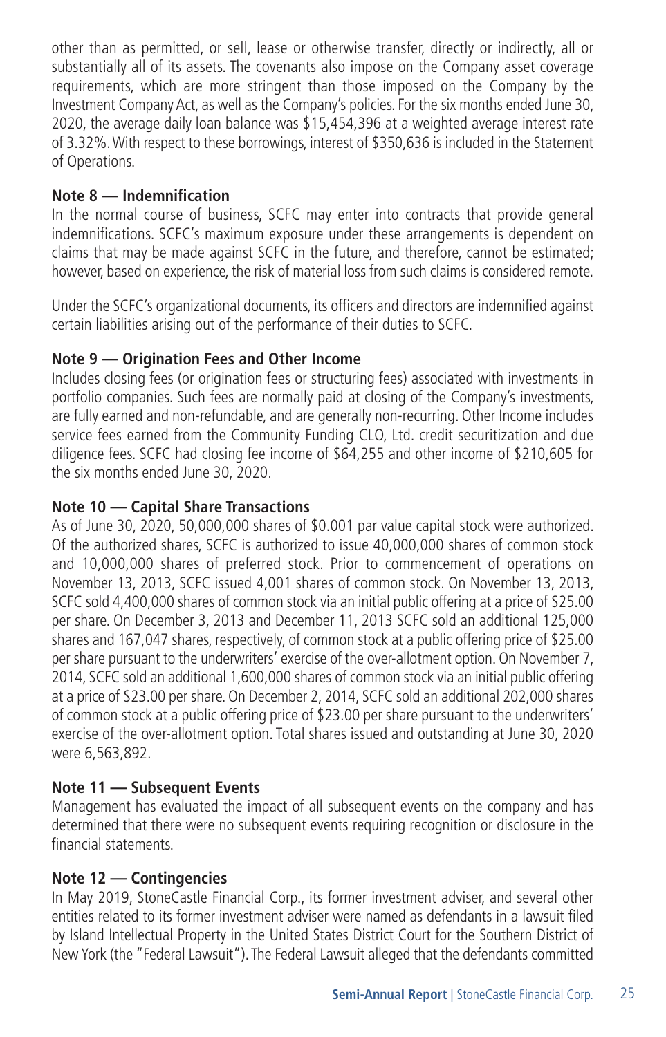other than as permitted, or sell, lease or otherwise transfer, directly or indirectly, all or substantially all of its assets. The covenants also impose on the Company asset coverage requirements, which are more stringent than those imposed on the Company by the Investment Company Act, as well as the Company's policies. For the six months ended June 30, 2020, the average daily loan balance was $15,454,396 at a weighted average interest rate of 3.32%. With respect to these borrowings, interest of $350,636 is included in the Statement of Operations.

### Note 8 — Indemnification

In the normal course of business, SCFC may enter into contracts that provide general indemnifications. SCFC's maximum exposure under these arrangements is dependent on claims that may be made against SCFC in the future, and therefore, cannot be estimated; however, based on experience, the risk of material loss from such claims is considered remote.

Under the SCFC's organizational documents, its officers and directors are indemnified against certain liabilities arising out of the performance of their duties to SCFC.

### Note 9 — Origination Fees and Other Income

Includes closing fees (or origination fees or structuring fees) associated with investments in portfolio companies. Such fees are normally paid at closing of the Company's investments, are fully earned and non-refundable, and are generally non-recurring. Other Income includes service fees earned from the Community Funding CLO, Ltd. credit securitization and due diligence fees. SCFC had closing fee income of $64,255 and other income of $210,605 for the six months ended June 30, 2020.

### Note 10 — Capital Share Transactions

As of June 30, 2020, 50,000,000 shares of $0.001 par value capital stock were authorized. Of the authorized shares, SCFC is authorized to issue 40,000,000 shares of common stock and 10,000,000 shares of preferred stock. Prior to commencement of operations on November 13, 2013, SCFC issued 4,001 shares of common stock. On November 13, 2013, SCFC sold 4,400,000 shares of common stock via an initial public offering at a price of $25.00 per share. On December 3, 2013 and December 11, 2013 SCFC sold an additional 125,000 shares and 167,047 shares, respectively, of common stock at a public offering price of $25.00 per share pursuant to the underwriters' exercise of the over-allotment option. On November 7, 2014, SCFC sold an additional 1,600,000 shares of common stock via an initial public offering at a price of $23.00 per share. On December 2, 2014, SCFC sold an additional 202,000 shares of common stock at a public offering price of $23.00 per share pursuant to the underwriters' exercise of the over-allotment option. Total shares issued and outstanding at June 30, 2020 were 6,563,892.

### Note 11 — Subsequent Events

Management has evaluated the impact of all subsequent events on the company and has determined that there were no subsequent events requiring recognition or disclosure in the financial statements.

### Note 12 — Contingencies

In May 2019, StoneCastle Financial Corp., its former investment adviser, and several other entities related to its former investment adviser were named as defendants in a lawsuit filed by Island Intellectual Property in the United States District Court for the Southern District of New York (the "Federal Lawsuit"). The Federal Lawsuit alleged that the defendants committed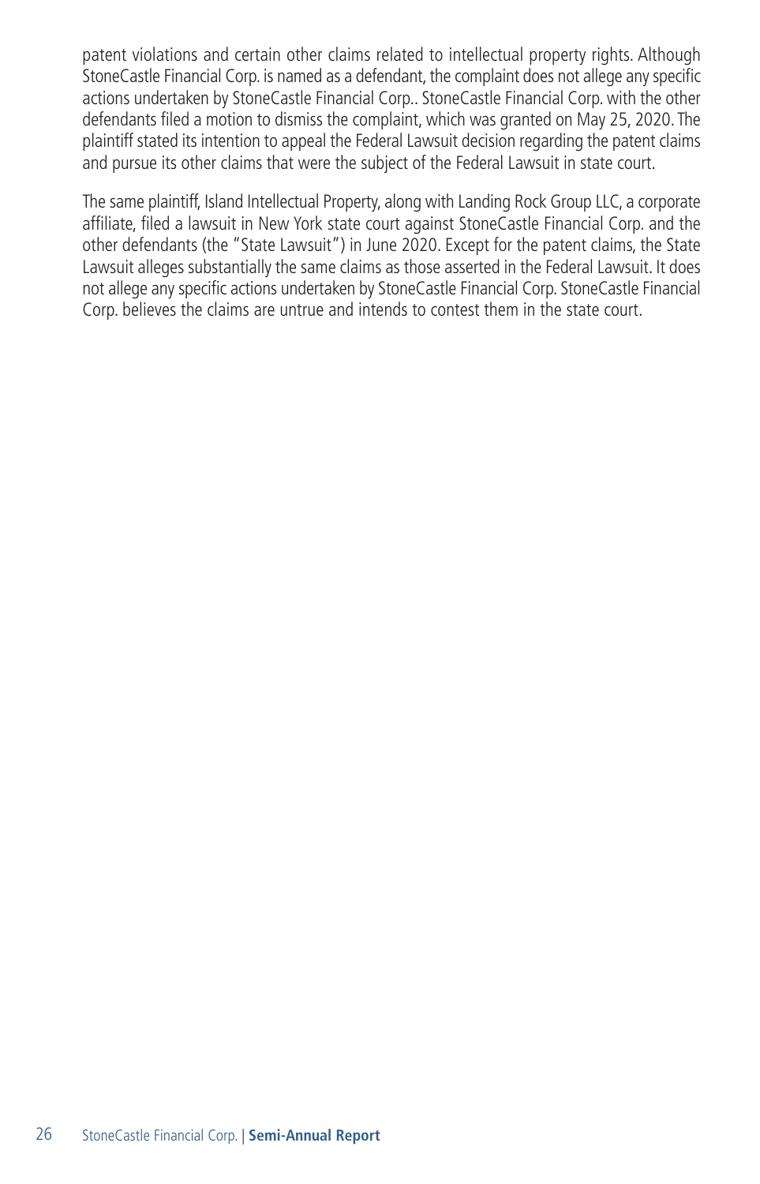patent violations and certain other claims related to intellectual property rights. Although StoneCastle Financial Corp. is named as a defendant, the complaint does not allege any specific actions undertaken by StoneCastle Financial Corp.. StoneCastle Financial Corp. with the other defendants filed a motion to dismiss the complaint, which was granted on May 25, 2020. The plaintiff stated its intention to appeal the Federal Lawsuit decision regarding the patent claims and pursue its other claims that were the subject of the Federal Lawsuit in state court.

The same plaintiff, Island Intellectual Property, along with Landing Rock Group LLC, a corporate affiliate, filed a lawsuit in New York state court against StoneCastle Financial Corp. and the other defendants (the "State Lawsuit") in June 2020. Except for the patent claims, the State Lawsuit alleges substantially the same claims as those asserted in the Federal Lawsuit. It does not allege any specific actions undertaken by StoneCastle Financial Corp. StoneCastle Financial Corp. believes the claims are untrue and intends to contest them in the state court.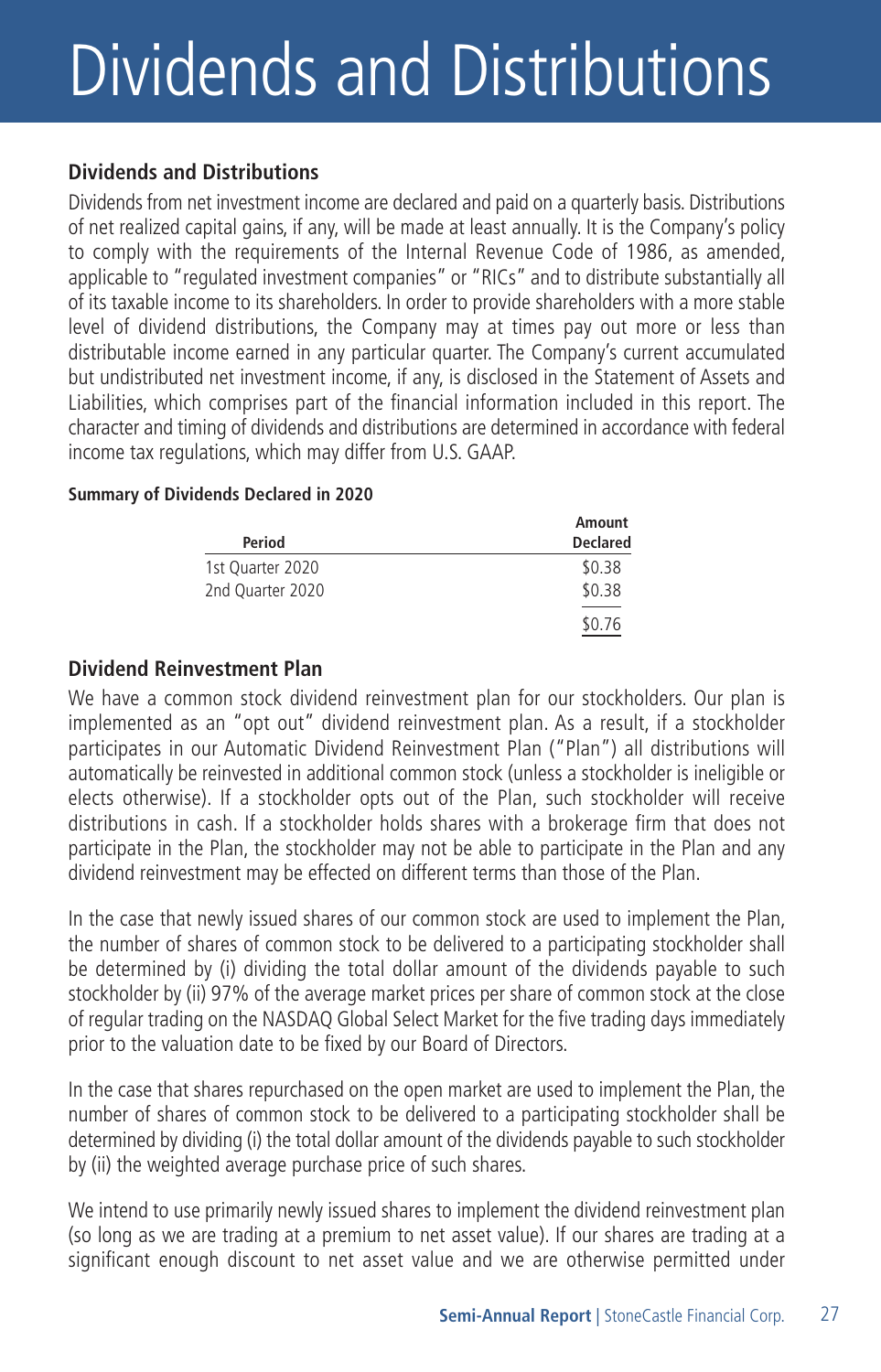# Dividends and Distributions

## Dividends and Distributions

Dividends from net investment income are declared and paid on a quarterly basis. Distributions of net realized capital gains, if any, will be made at least annually. It is the Company's policy to comply with the requirements of the Internal Revenue Code of 1986, as amended, applicable to "regulated investment companies" or "RICs" and to distribute substantially all of its taxable income to its shareholders. In order to provide shareholders with a more stable level of dividend distributions, the Company may at times pay out more or less than distributable income earned in any particular quarter. The Company's current accumulated but undistributed net investment income, if any, is disclosed in the Statement of Assets and Liabilities, which comprises part of the financial information included in this report. The character and timing of dividends and distributions are determined in accordance with federal income tax regulations, which may differ from U.S. GAAP.

**Summary of Dividends Declared in 2020**

| Period | Amount Declared |
|---|---|
| 1st Quarter 2020 | $0.38 |
| 2nd Quarter 2020 | $0.38 |
| | $0.76 |

## Dividend Reinvestment Plan

We have a common stock dividend reinvestment plan for our stockholders. Our plan is implemented as an "opt out" dividend reinvestment plan. As a result, if a stockholder participates in our Automatic Dividend Reinvestment Plan ("Plan") all distributions will automatically be reinvested in additional common stock (unless a stockholder is ineligible or elects otherwise). If a stockholder opts out of the Plan, such stockholder will receive distributions in cash. If a stockholder holds shares with a brokerage firm that does not participate in the Plan, the stockholder may not be able to participate in the Plan and any dividend reinvestment may be effected on different terms than those of the Plan.

In the case that newly issued shares of our common stock are used to implement the Plan, the number of shares of common stock to be delivered to a participating stockholder shall be determined by (i) dividing the total dollar amount of the dividends payable to such stockholder by (ii) 97% of the average market prices per share of common stock at the close of regular trading on the NASDAQ Global Select Market for the five trading days immediately prior to the valuation date to be fixed by our Board of Directors.

In the case that shares repurchased on the open market are used to implement the Plan, the number of shares of common stock to be delivered to a participating stockholder shall be determined by dividing (i) the total dollar amount of the dividends payable to such stockholder by (ii) the weighted average purchase price of such shares.

We intend to use primarily newly issued shares to implement the dividend reinvestment plan (so long as we are trading at a premium to net asset value). If our shares are trading at a significant enough discount to net asset value and we are otherwise permitted under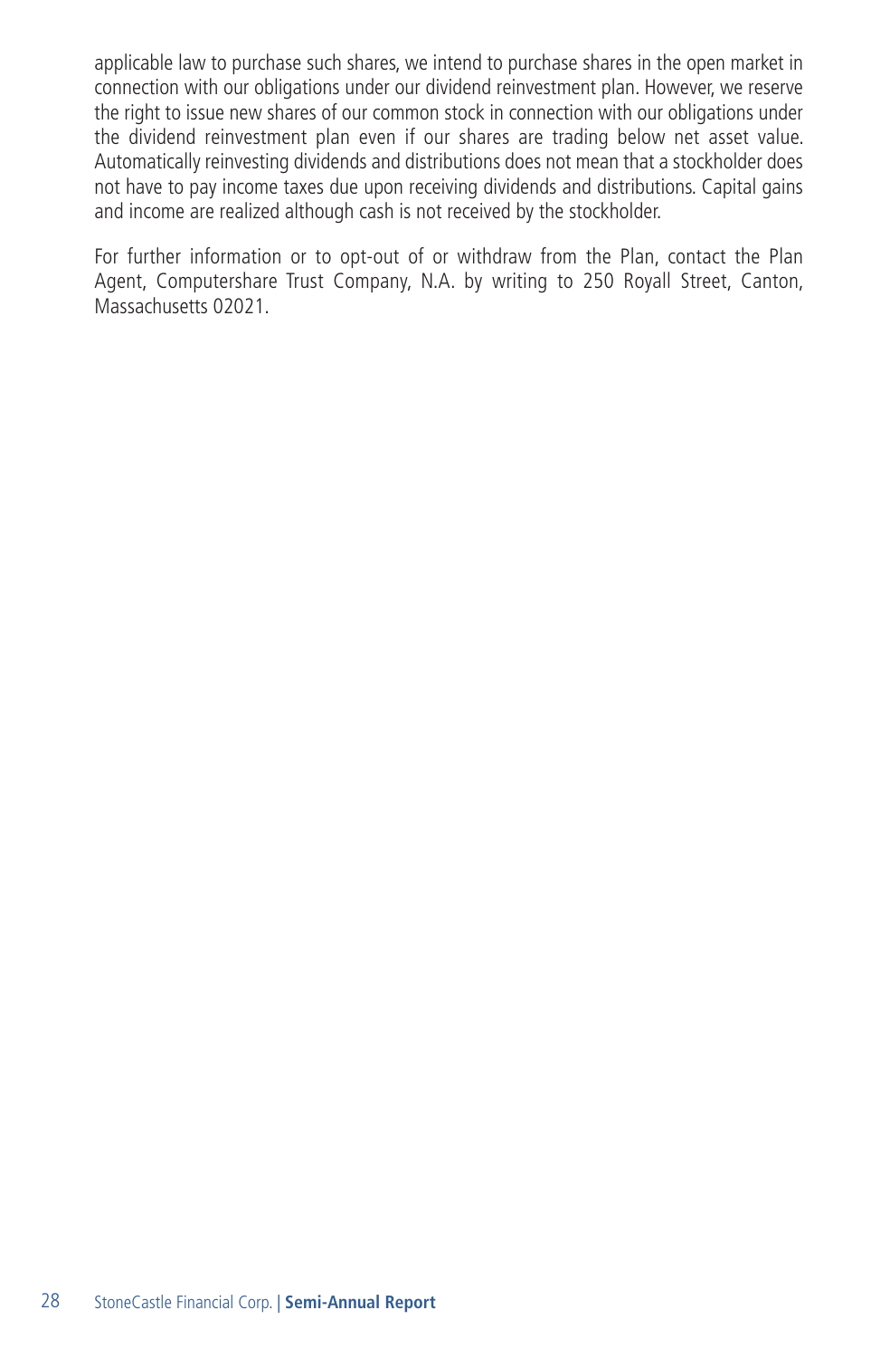applicable law to purchase such shares, we intend to purchase shares in the open market in connection with our obligations under our dividend reinvestment plan. However, we reserve the right to issue new shares of our common stock in connection with our obligations under the dividend reinvestment plan even if our shares are trading below net asset value. Automatically reinvesting dividends and distributions does not mean that a stockholder does not have to pay income taxes due upon receiving dividends and distributions. Capital gains and income are realized although cash is not received by the stockholder.

For further information or to opt-out of or withdraw from the Plan, contact the Plan Agent, Computershare Trust Company, N.A. by writing to 250 Royall Street, Canton, Massachusetts 02021.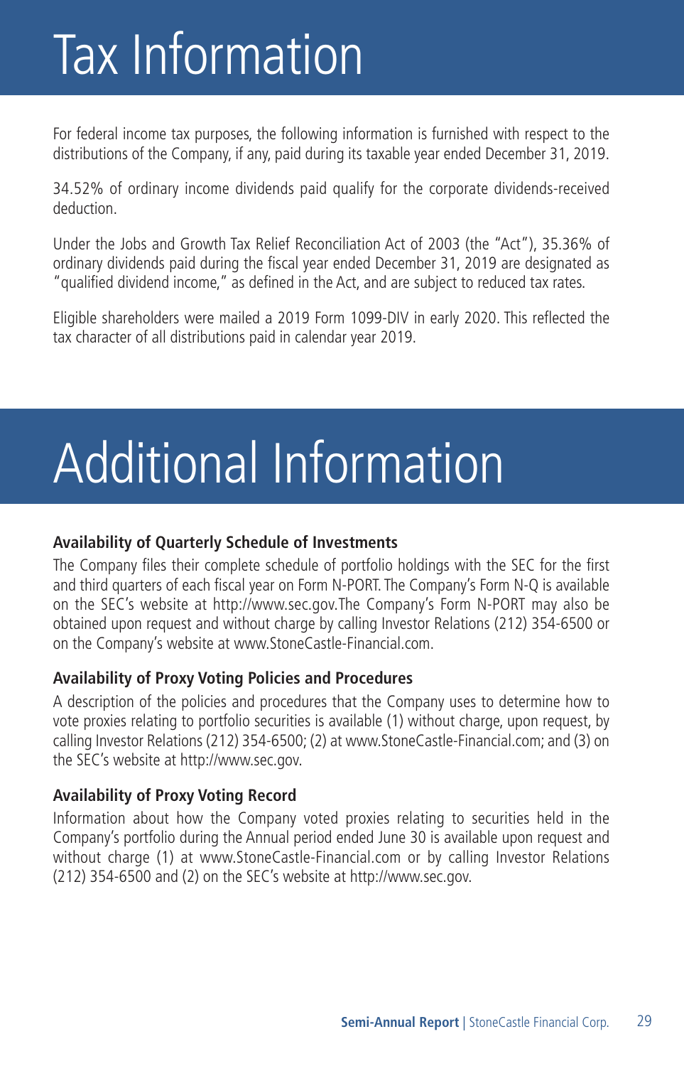# Tax Information

For federal income tax purposes, the following information is furnished with respect to the distributions of the Company, if any, paid during its taxable year ended December 31, 2019.

34.52% of ordinary income dividends paid qualify for the corporate dividends-received deduction.

Under the Jobs and Growth Tax Relief Reconciliation Act of 2003 (the "Act"), 35.36% of ordinary dividends paid during the fiscal year ended December 31, 2019 are designated as "qualified dividend income," as defined in the Act, and are subject to reduced tax rates.

Eligible shareholders were mailed a 2019 Form 1099-DIV in early 2020. This reflected the tax character of all distributions paid in calendar year 2019.

# Additional Information

**Availability of Quarterly Schedule of Investments**

The Company files their complete schedule of portfolio holdings with the SEC for the first and third quarters of each fiscal year on Form N-PORT. The Company's Form N-Q is available on the SEC's website at http://www.sec.gov.The Company's Form N-PORT may also be obtained upon request and without charge by calling Investor Relations (212) 354-6500 or on the Company's website at www.StoneCastle-Financial.com.

**Availability of Proxy Voting Policies and Procedures**

A description of the policies and procedures that the Company uses to determine how to vote proxies relating to portfolio securities is available (1) without charge, upon request, by calling Investor Relations (212) 354-6500; (2) at www.StoneCastle-Financial.com; and (3) on the SEC's website at http://www.sec.gov.

**Availability of Proxy Voting Record**

Information about how the Company voted proxies relating to securities held in the Company's portfolio during the Annual period ended June 30 is available upon request and without charge (1) at www.StoneCastle-Financial.com or by calling Investor Relations (212) 354-6500 and (2) on the SEC's website at http://www.sec.gov.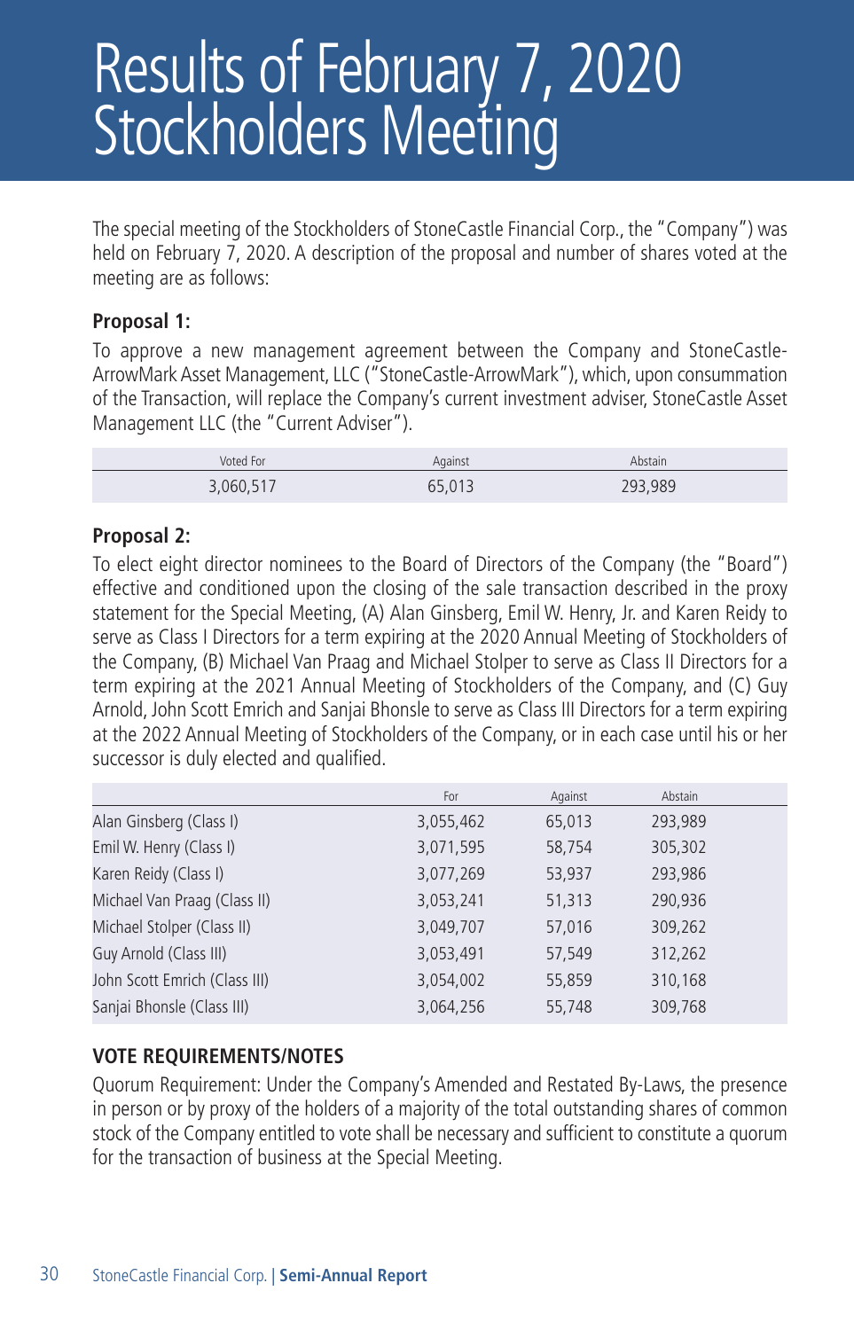# Results of February 7, 2020 Stockholders Meeting

The special meeting of the Stockholders of StoneCastle Financial Corp., the "Company") was held on February 7, 2020. A description of the proposal and number of shares voted at the meeting are as follows:

**Proposal 1:**

To approve a new management agreement between the Company and StoneCastle-ArrowMark Asset Management, LLC ("StoneCastle-ArrowMark"), which, upon consummation of the Transaction, will replace the Company's current investment adviser, StoneCastle Asset Management LLC (the "Current Adviser").

| Voted For | Against | Abstain |
|---|---|---|
| 3,060,517 | 65,013 | 293,989 |

**Proposal 2:**

To elect eight director nominees to the Board of Directors of the Company (the "Board") effective and conditioned upon the closing of the sale transaction described in the proxy statement for the Special Meeting, (A) Alan Ginsberg, Emil W. Henry, Jr. and Karen Reidy to serve as Class I Directors for a term expiring at the 2020 Annual Meeting of Stockholders of the Company, (B) Michael Van Praag and Michael Stolper to serve as Class II Directors for a term expiring at the 2021 Annual Meeting of Stockholders of the Company, and (C) Guy Arnold, John Scott Emrich and Sanjai Bhonsle to serve as Class III Directors for a term expiring at the 2022 Annual Meeting of Stockholders of the Company, or in each case until his or her successor is duly elected and qualified.

| | For | Against | Abstain |
|---|---|---|---|
| Alan Ginsberg (Class I) | 3,055,462 | 65,013 | 293,989 |
| Emil W. Henry (Class I) | 3,071,595 | 58,754 | 305,302 |
| Karen Reidy (Class I) | 3,077,269 | 53,937 | 293,986 |
| Michael Van Praag (Class II) | 3,053,241 | 51,313 | 290,936 |
| Michael Stolper (Class II) | 3,049,707 | 57,016 | 309,262 |
| Guy Arnold (Class III) | 3,053,491 | 57,549 | 312,262 |
| John Scott Emrich (Class III) | 3,054,002 | 55,859 | 310,168 |
| Sanjai Bhonsle (Class III) | 3,064,256 | 55,748 | 309,768 |

**VOTE REQUIREMENTS/NOTES**

Quorum Requirement: Under the Company's Amended and Restated By-Laws, the presence in person or by proxy of the holders of a majority of the total outstanding shares of common stock of the Company entitled to vote shall be necessary and sufficient to constitute a quorum for the transaction of business at the Special Meeting.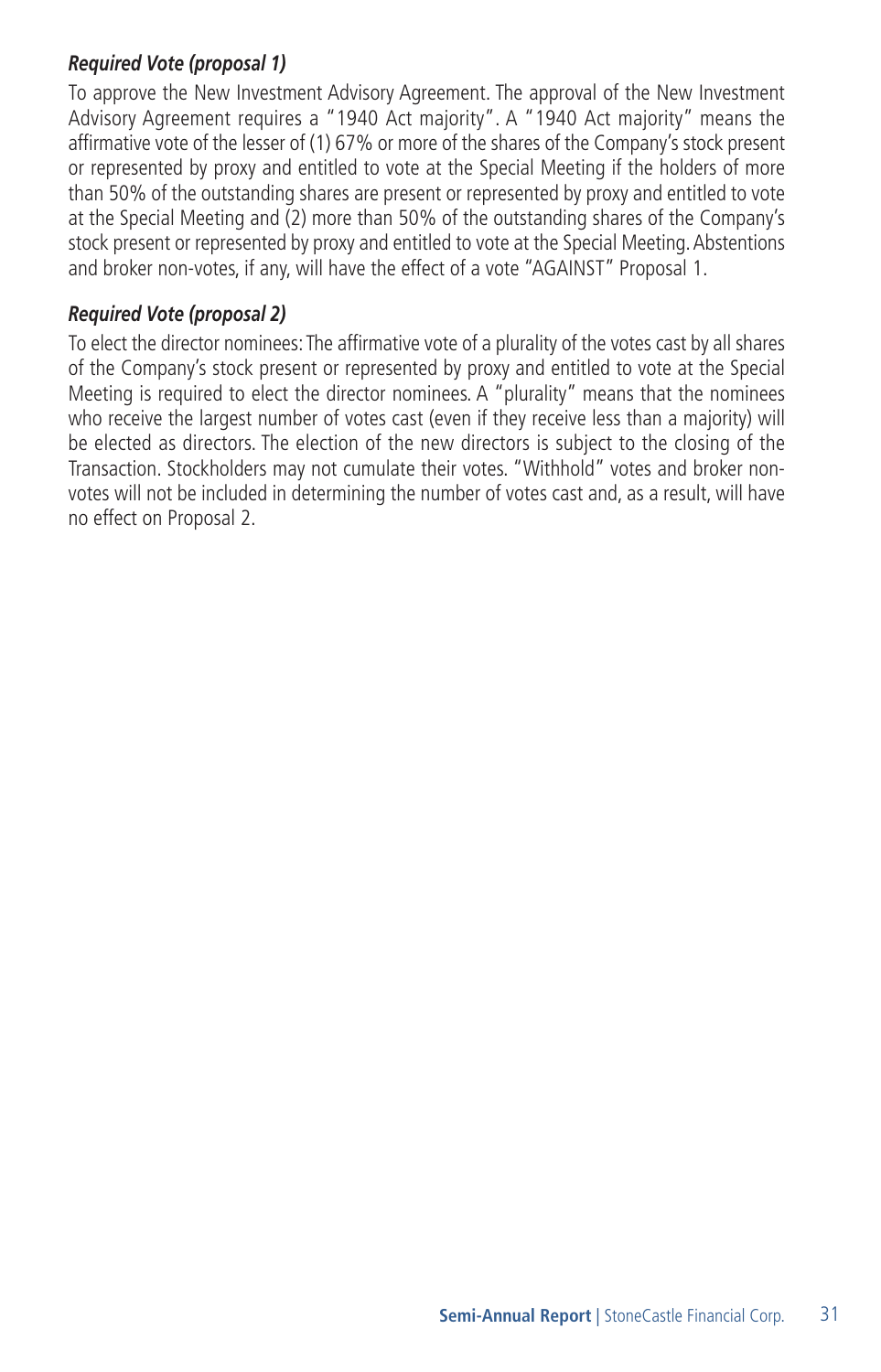***Required Vote (proposal 1)***

To approve the New Investment Advisory Agreement. The approval of the New Investment Advisory Agreement requires a "1940 Act majority". A "1940 Act majority" means the affirmative vote of the lesser of (1) 67% or more of the shares of the Company's stock present or represented by proxy and entitled to vote at the Special Meeting if the holders of more than 50% of the outstanding shares are present or represented by proxy and entitled to vote at the Special Meeting and (2) more than 50% of the outstanding shares of the Company's stock present or represented by proxy and entitled to vote at the Special Meeting. Abstentions and broker non-votes, if any, will have the effect of a vote "AGAINST" Proposal 1.

***Required Vote (proposal 2)***

To elect the director nominees: The affirmative vote of a plurality of the votes cast by all shares of the Company's stock present or represented by proxy and entitled to vote at the Special Meeting is required to elect the director nominees. A "plurality" means that the nominees who receive the largest number of votes cast (even if they receive less than a majority) will be elected as directors. The election of the new directors is subject to the closing of the Transaction. Stockholders may not cumulate their votes. "Withhold" votes and broker non-votes will not be included in determining the number of votes cast and, as a result, will have no effect on Proposal 2.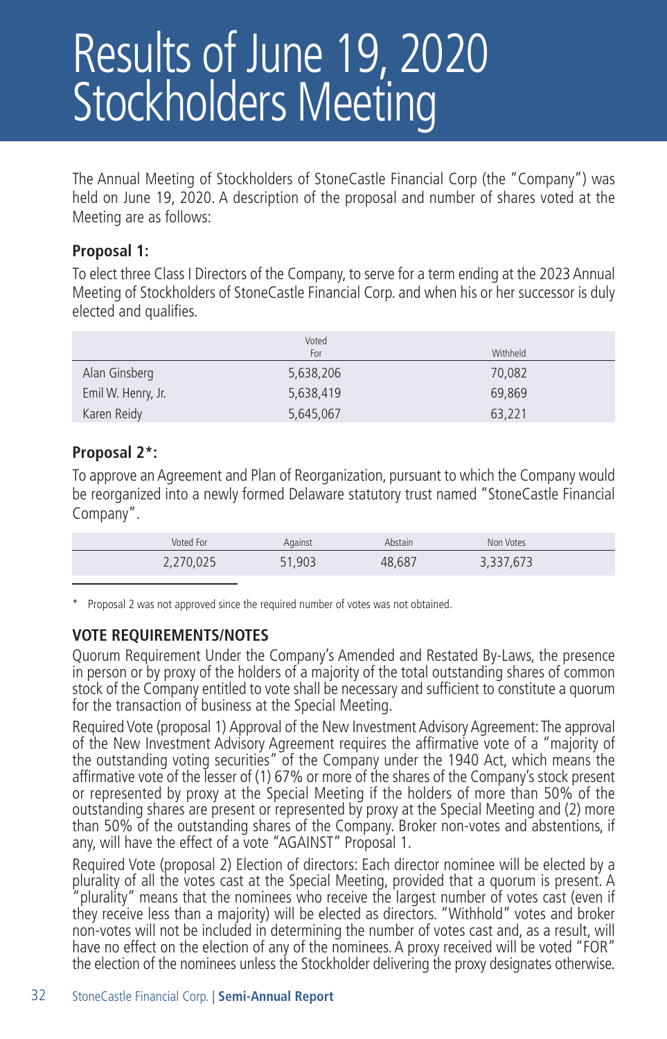# Results of June 19, 2020 Stockholders Meeting

The Annual Meeting of Stockholders of StoneCastle Financial Corp (the "Company") was held on June 19, 2020. A description of the proposal and number of shares voted at the Meeting are as follows:

**Proposal 1:**

To elect three Class I Directors of the Company, to serve for a term ending at the 2023 Annual Meeting of Stockholders of StoneCastle Financial Corp. and when his or her successor is duly elected and qualifies.

| | Voted For | Withheld |
|---|---|---|
| Alan Ginsberg | 5,638,206 | 70,082 |
| Emil W. Henry, Jr. | 5,638,419 | 69,869 |
| Karen Reidy | 5,645,067 | 63,221 |

**Proposal 2*:**

To approve an Agreement and Plan of Reorganization, pursuant to which the Company would be reorganized into a newly formed Delaware statutory trust named "StoneCastle Financial Company".

| Voted For | Against | Abstain | Non Votes |
|---|---|---|---|
| 2,270,025 | 51,903 | 48,687 | 3,337,673 |

\* Proposal 2 was not approved since the required number of votes was not obtained.

**VOTE REQUIREMENTS/NOTES**

Quorum Requirement Under the Company's Amended and Restated By-Laws, the presence in person or by proxy of the holders of a majority of the total outstanding shares of common stock of the Company entitled to vote shall be necessary and sufficient to constitute a quorum for the transaction of business at the Special Meeting.

Required Vote (proposal 1) Approval of the New Investment Advisory Agreement: The approval of the New Investment Advisory Agreement requires the affirmative vote of a "majority of the outstanding voting securities" of the Company under the 1940 Act, which means the affirmative vote of the lesser of (1) 67% or more of the shares of the Company's stock present or represented by proxy at the Special Meeting if the holders of more than 50% of the outstanding shares are present or represented by proxy at the Special Meeting and (2) more than 50% of the outstanding shares of the Company. Broker non-votes and abstentions, if any, will have the effect of a vote "AGAINST" Proposal 1.

Required Vote (proposal 2) Election of directors: Each director nominee will be elected by a plurality of all the votes cast at the Special Meeting, provided that a quorum is present. A "plurality" means that the nominees who receive the largest number of votes cast (even if they receive less than a majority) will be elected as directors. "Withhold" votes and broker non-votes will not be included in determining the number of votes cast and, as a result, will have no effect on the election of any of the nominees. A proxy received will be voted "FOR" the election of the nominees unless the Stockholder delivering the proxy designates otherwise.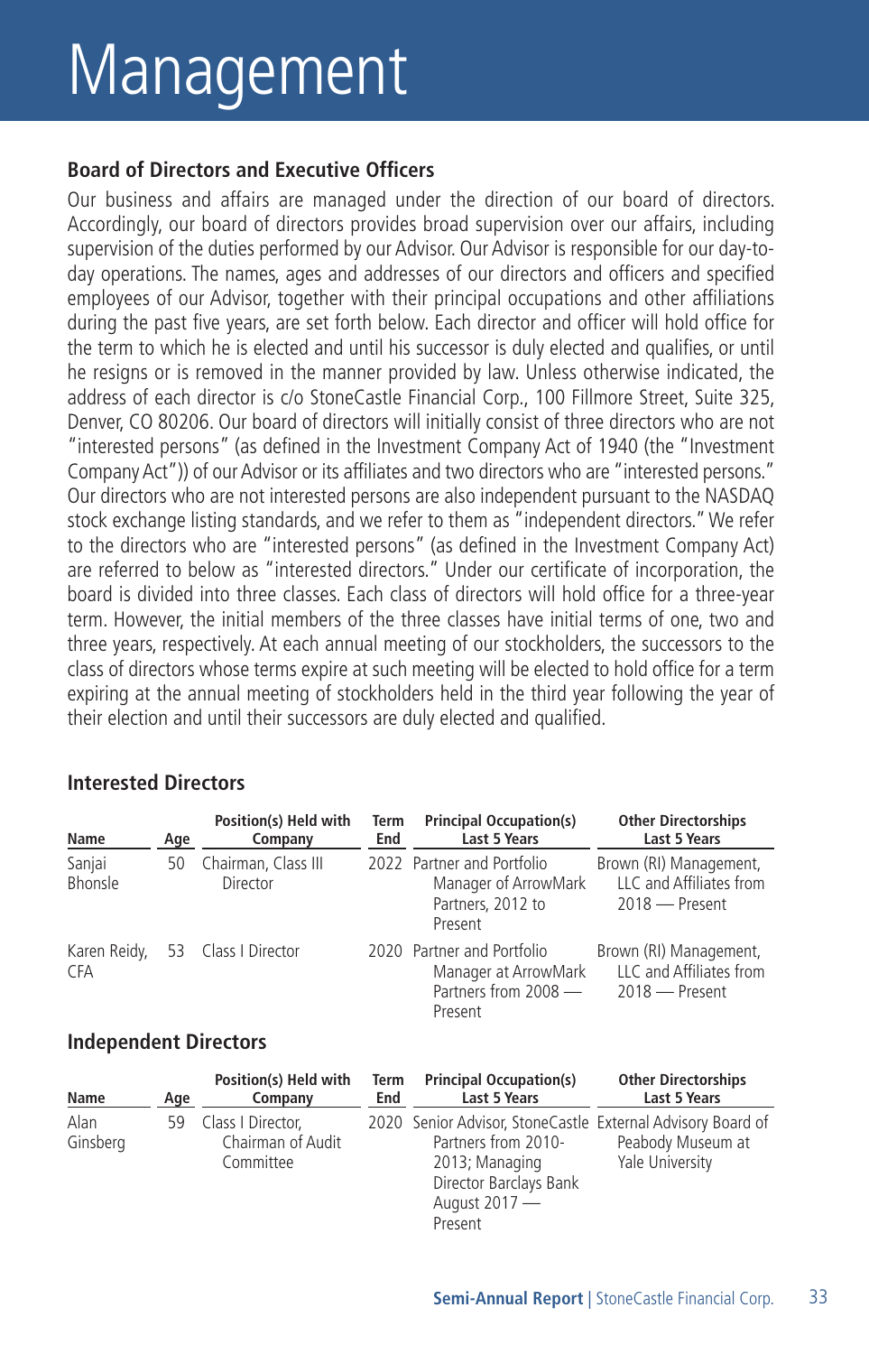# Management

## Board of Directors and Executive Officers

Our business and affairs are managed under the direction of our board of directors. Accordingly, our board of directors provides broad supervision over our affairs, including supervision of the duties performed by our Advisor. Our Advisor is responsible for our day-to-day operations. The names, ages and addresses of our directors and officers and specified employees of our Advisor, together with their principal occupations and other affiliations during the past five years, are set forth below. Each director and officer will hold office for the term to which he is elected and until his successor is duly elected and qualifies, or until he resigns or is removed in the manner provided by law. Unless otherwise indicated, the address of each director is c/o StoneCastle Financial Corp., 100 Fillmore Street, Suite 325, Denver, CO 80206. Our board of directors will initially consist of three directors who are not "interested persons" (as defined in the Investment Company Act of 1940 (the "Investment Company Act")) of our Advisor or its affiliates and two directors who are "interested persons." Our directors who are not interested persons are also independent pursuant to the NASDAQ stock exchange listing standards, and we refer to them as "independent directors." We refer to the directors who are "interested persons" (as defined in the Investment Company Act) are referred to below as "interested directors." Under our certificate of incorporation, the board is divided into three classes. Each class of directors will hold office for a three-year term. However, the initial members of the three classes have initial terms of one, two and three years, respectively. At each annual meeting of our stockholders, the successors to the class of directors whose terms expire at such meeting will be elected to hold office for a term expiring at the annual meeting of stockholders held in the third year following the year of their election and until their successors are duly elected and qualified.

### Interested Directors

| Name | Age | Position(s) Held with Company | Term End | Principal Occupation(s) Last 5 Years | Other Directorships Last 5 Years |
|---|---|---|---|---|---|
| Sanjai Bhonsle | 50 | Chairman, Class III Director | 2022 | Partner and Portfolio Manager of ArrowMark Partners, 2012 to Present | Brown (RI) Management, LLC and Affiliates from 2018 — Present |
| Karen Reidy, CFA | 53 | Class I Director | 2020 | Partner and Portfolio Manager at ArrowMark Partners from 2008 — Present | Brown (RI) Management, LLC and Affiliates from 2018 — Present |

### Independent Directors

| Name | Age | Position(s) Held with Company | Term End | Principal Occupation(s) Last 5 Years | Other Directorships Last 5 Years |
|---|---|---|---|---|---|
| Alan Ginsberg | 59 | Class I Director, Chairman of Audit Committee | 2020 | Senior Advisor, StoneCastle Partners from 2010-2013; Managing Director Barclays Bank August 2017 — Present | External Advisory Board of Peabody Museum at Yale University |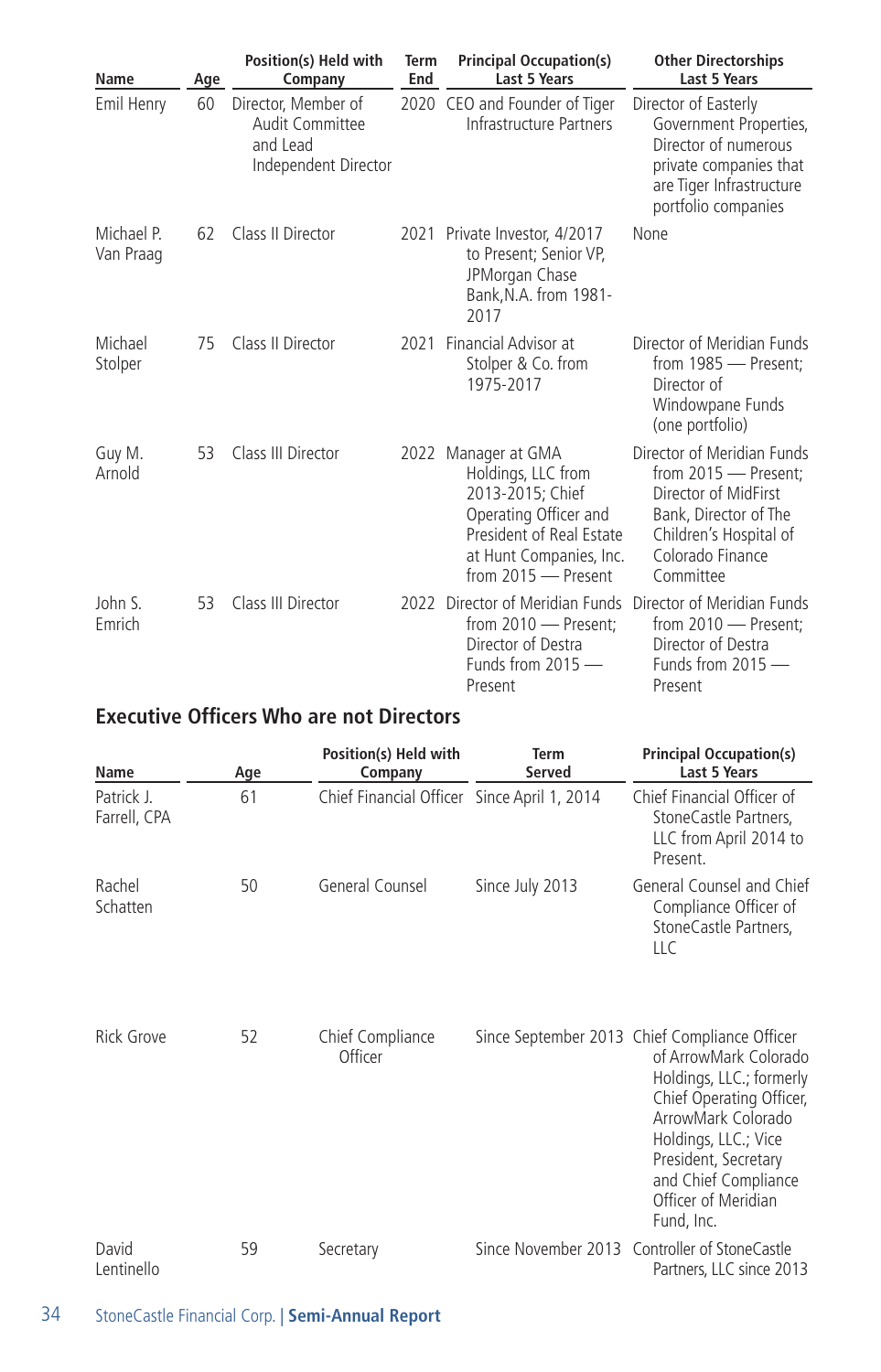| Name | Age | Position(s) Held with Company | Term End | Principal Occupation(s) Last 5 Years | Other Directorships Last 5 Years |
|---|---|---|---|---|---|
| Emil Henry | 60 | Director, Member of Audit Committee and Lead Independent Director | 2020 | CEO and Founder of Tiger Infrastructure Partners | Director of Easterly Government Properties, Director of numerous private companies that are Tiger Infrastructure portfolio companies |
| Michael P. Van Praag | 62 | Class II Director | 2021 | Private Investor, 4/2017 to Present; Senior VP, JPMorgan Chase Bank,N.A. from 1981-2017 | None |
| Michael Stolper | 75 | Class II Director | 2021 | Financial Advisor at Stolper & Co. from 1975-2017 | Director of Meridian Funds from 1985 — Present; Director of Windowpane Funds (one portfolio) |
| Guy M. Arnold | 53 | Class III Director | 2022 | Manager at GMA Holdings, LLC from 2013-2015; Chief Operating Officer and President of Real Estate at Hunt Companies, Inc. from 2015 — Present | Director of Meridian Funds from 2015 — Present; Director of MidFirst Bank, Director of The Children's Hospital of Colorado Finance Committee |
| John S. Emrich | 53 | Class III Director | 2022 | Director of Meridian Funds from 2010 — Present; Director of Destra Funds from 2015 — Present | Director of Meridian Funds from 2010 — Present; Director of Destra Funds from 2015 — Present |

## Executive Officers Who are not Directors

| Name | Age | Position(s) Held with Company | Term Served | Principal Occupation(s) Last 5 Years |
|---|---|---|---|---|
| Patrick J. Farrell, CPA | 61 | Chief Financial Officer | Since April 1, 2014 | Chief Financial Officer of StoneCastle Partners, LLC from April 2014 to Present. |
| Rachel Schatten | 50 | General Counsel | Since July 2013 | General Counsel and Chief Compliance Officer of StoneCastle Partners, LLC |
| Rick Grove | 52 | Chief Compliance Officer | Since September 2013 | Chief Compliance Officer of ArrowMark Colorado Holdings, LLC.; formerly Chief Operating Officer, ArrowMark Colorado Holdings, LLC.; Vice President, Secretary and Chief Compliance Officer of Meridian Fund, Inc. |
| David Lentinello | 59 | Secretary | Since November 2013 | Controller of StoneCastle Partners, LLC since 2013 |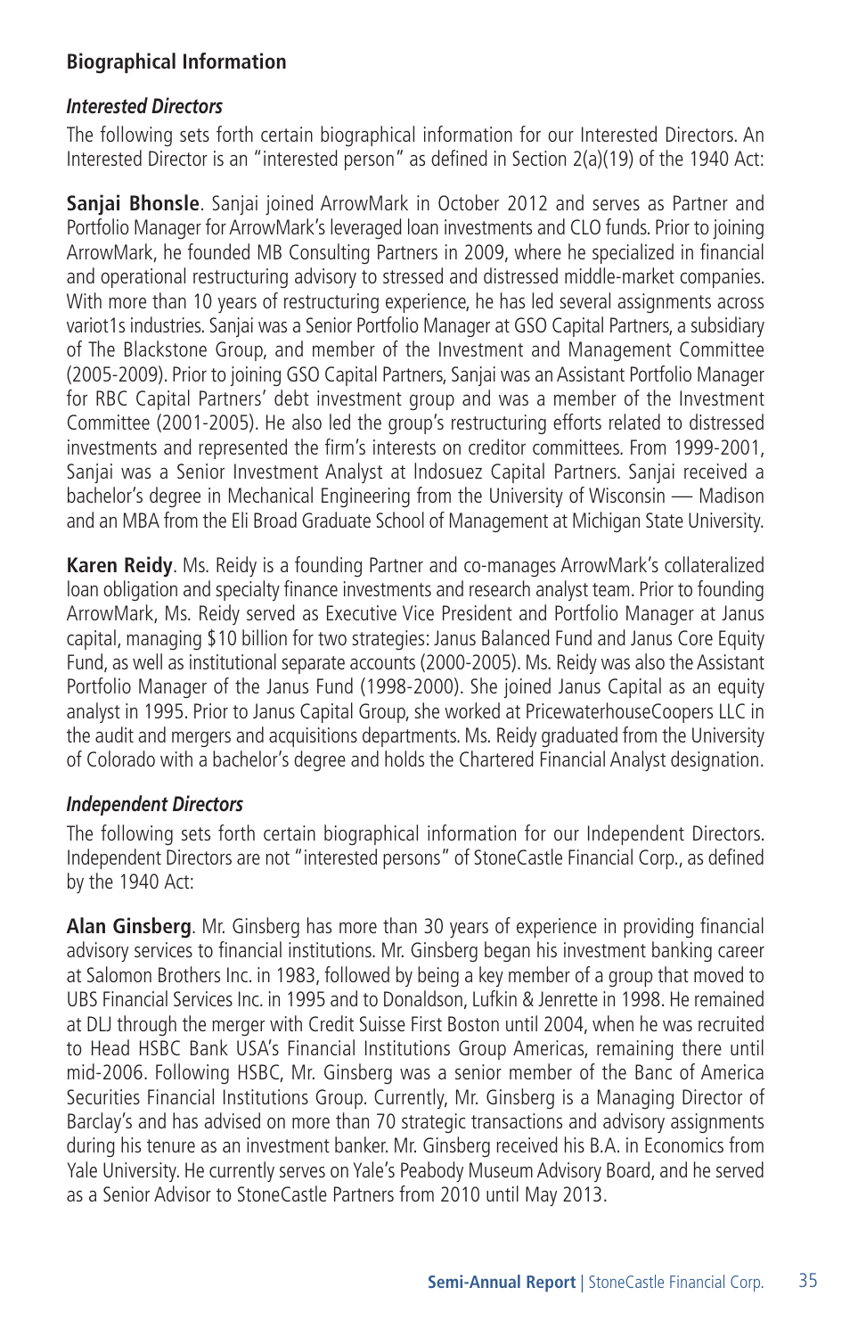## Biographical Information

### *Interested Directors*

The following sets forth certain biographical information for our Interested Directors. An Interested Director is an "interested person" as defined in Section 2(a)(19) of the 1940 Act:

**Sanjai Bhonsle**. Sanjai joined ArrowMark in October 2012 and serves as Partner and Portfolio Manager for ArrowMark's leveraged loan investments and CLO funds. Prior to joining ArrowMark, he founded MB Consulting Partners in 2009, where he specialized in financial and operational restructuring advisory to stressed and distressed middle-market companies. With more than 10 years of restructuring experience, he has led several assignments across variot1s industries. Sanjai was a Senior Portfolio Manager at GSO Capital Partners, a subsidiary of The Blackstone Group, and member of the Investment and Management Committee (2005-2009). Prior to joining GSO Capital Partners, Sanjai was an Assistant Portfolio Manager for RBC Capital Partners' debt investment group and was a member of the Investment Committee (2001-2005). He also led the group's restructuring efforts related to distressed investments and represented the firm's interests on creditor committees. From 1999-2001, Sanjai was a Senior Investment Analyst at Indosuez Capital Partners. Sanjai received a bachelor's degree in Mechanical Engineering from the University of Wisconsin — Madison and an MBA from the Eli Broad Graduate School of Management at Michigan State University.

**Karen Reidy**. Ms. Reidy is a founding Partner and co-manages ArrowMark's collateralized loan obligation and specialty finance investments and research analyst team. Prior to founding ArrowMark, Ms. Reidy served as Executive Vice President and Portfolio Manager at Janus capital, managing $10 billion for two strategies: Janus Balanced Fund and Janus Core Equity Fund, as well as institutional separate accounts (2000-2005). Ms. Reidy was also the Assistant Portfolio Manager of the Janus Fund (1998-2000). She joined Janus Capital as an equity analyst in 1995. Prior to Janus Capital Group, she worked at PricewaterhouseCoopers LLC in the audit and mergers and acquisitions departments. Ms. Reidy graduated from the University of Colorado with a bachelor's degree and holds the Chartered Financial Analyst designation.

### *Independent Directors*

The following sets forth certain biographical information for our Independent Directors. Independent Directors are not "interested persons" of StoneCastle Financial Corp., as defined by the 1940 Act:

**Alan Ginsberg**. Mr. Ginsberg has more than 30 years of experience in providing financial advisory services to financial institutions. Mr. Ginsberg began his investment banking career at Salomon Brothers Inc. in 1983, followed by being a key member of a group that moved to UBS Financial Services Inc. in 1995 and to Donaldson, Lufkin & Jenrette in 1998. He remained at DLJ through the merger with Credit Suisse First Boston until 2004, when he was recruited to Head HSBC Bank USA's Financial Institutions Group Americas, remaining there until mid-2006. Following HSBC, Mr. Ginsberg was a senior member of the Banc of America Securities Financial Institutions Group. Currently, Mr. Ginsberg is a Managing Director of Barclay's and has advised on more than 70 strategic transactions and advisory assignments during his tenure as an investment banker. Mr. Ginsberg received his B.A. in Economics from Yale University. He currently serves on Yale's Peabody Museum Advisory Board, and he served as a Senior Advisor to StoneCastle Partners from 2010 until May 2013.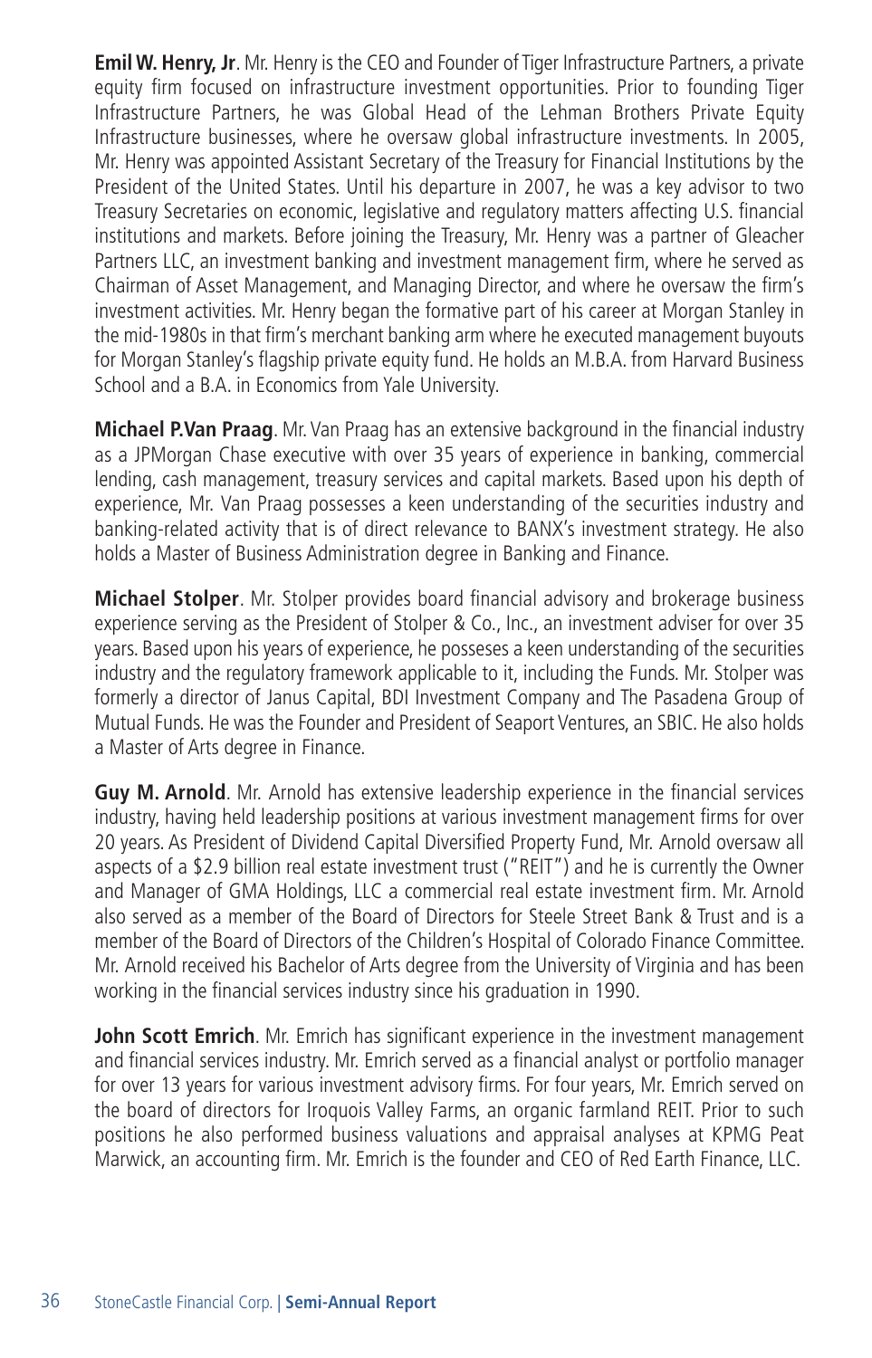**Emil W. Henry, Jr**. Mr. Henry is the CEO and Founder of Tiger Infrastructure Partners, a private equity firm focused on infrastructure investment opportunities. Prior to founding Tiger Infrastructure Partners, he was Global Head of the Lehman Brothers Private Equity Infrastructure businesses, where he oversaw global infrastructure investments. In 2005, Mr. Henry was appointed Assistant Secretary of the Treasury for Financial Institutions by the President of the United States. Until his departure in 2007, he was a key advisor to two Treasury Secretaries on economic, legislative and regulatory matters affecting U.S. financial institutions and markets. Before joining the Treasury, Mr. Henry was a partner of Gleacher Partners LLC, an investment banking and investment management firm, where he served as Chairman of Asset Management, and Managing Director, and where he oversaw the firm's investment activities. Mr. Henry began the formative part of his career at Morgan Stanley in the mid-1980s in that firm's merchant banking arm where he executed management buyouts for Morgan Stanley's flagship private equity fund. He holds an M.B.A. from Harvard Business School and a B.A. in Economics from Yale University.

**Michael P. Van Praag**. Mr. Van Praag has an extensive background in the financial industry as a JPMorgan Chase executive with over 35 years of experience in banking, commercial lending, cash management, treasury services and capital markets. Based upon his depth of experience, Mr. Van Praag possesses a keen understanding of the securities industry and banking-related activity that is of direct relevance to BANX's investment strategy. He also holds a Master of Business Administration degree in Banking and Finance.

**Michael Stolper**. Mr. Stolper provides board financial advisory and brokerage business experience serving as the President of Stolper & Co., Inc., an investment adviser for over 35 years. Based upon his years of experience, he posseses a keen understanding of the securities industry and the regulatory framework applicable to it, including the Funds. Mr. Stolper was formerly a director of Janus Capital, BDI Investment Company and The Pasadena Group of Mutual Funds. He was the Founder and President of Seaport Ventures, an SBIC. He also holds a Master of Arts degree in Finance.

**Guy M. Arnold**. Mr. Arnold has extensive leadership experience in the financial services industry, having held leadership positions at various investment management firms for over 20 years. As President of Dividend Capital Diversified Property Fund, Mr. Arnold oversaw all aspects of a $2.9 billion real estate investment trust ("REIT") and he is currently the Owner and Manager of GMA Holdings, LLC a commercial real estate investment firm. Mr. Arnold also served as a member of the Board of Directors for Steele Street Bank & Trust and is a member of the Board of Directors of the Children's Hospital of Colorado Finance Committee. Mr. Arnold received his Bachelor of Arts degree from the University of Virginia and has been working in the financial services industry since his graduation in 1990.

**John Scott Emrich**. Mr. Emrich has significant experience in the investment management and financial services industry. Mr. Emrich served as a financial analyst or portfolio manager for over 13 years for various investment advisory firms. For four years, Mr. Emrich served on the board of directors for Iroquois Valley Farms, an organic farmland REIT. Prior to such positions he also performed business valuations and appraisal analyses at KPMG Peat Marwick, an accounting firm. Mr. Emrich is the founder and CEO of Red Earth Finance, LLC.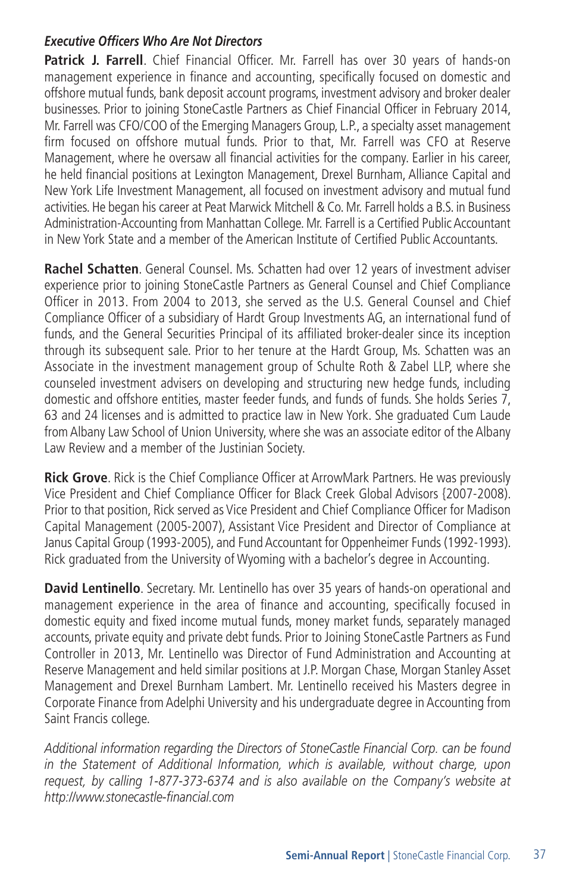### *Executive Officers Who Are Not Directors*

**Patrick J. Farrell**. Chief Financial Officer. Mr. Farrell has over 30 years of hands-on management experience in finance and accounting, specifically focused on domestic and offshore mutual funds, bank deposit account programs, investment advisory and broker dealer businesses. Prior to joining StoneCastle Partners as Chief Financial Officer in February 2014, Mr. Farrell was CFO/COO of the Emerging Managers Group, L.P., a specialty asset management firm focused on offshore mutual funds. Prior to that, Mr. Farrell was CFO at Reserve Management, where he oversaw all financial activities for the company. Earlier in his career, he held financial positions at Lexington Management, Drexel Burnham, Alliance Capital and New York Life Investment Management, all focused on investment advisory and mutual fund activities. He began his career at Peat Marwick Mitchell & Co. Mr. Farrell holds a B.S. in Business Administration-Accounting from Manhattan College. Mr. Farrell is a Certified Public Accountant in New York State and a member of the American Institute of Certified Public Accountants.

**Rachel Schatten**. General Counsel. Ms. Schatten had over 12 years of investment adviser experience prior to joining StoneCastle Partners as General Counsel and Chief Compliance Officer in 2013. From 2004 to 2013, she served as the U.S. General Counsel and Chief Compliance Officer of a subsidiary of Hardt Group Investments AG, an international fund of funds, and the General Securities Principal of its affiliated broker-dealer since its inception through its subsequent sale. Prior to her tenure at the Hardt Group, Ms. Schatten was an Associate in the investment management group of Schulte Roth & Zabel LLP, where she counseled investment advisers on developing and structuring new hedge funds, including domestic and offshore entities, master feeder funds, and funds of funds. She holds Series 7, 63 and 24 licenses and is admitted to practice law in New York. She graduated Cum Laude from Albany Law School of Union University, where she was an associate editor of the Albany Law Review and a member of the Justinian Society.

**Rick Grove**. Rick is the Chief Compliance Officer at ArrowMark Partners. He was previously Vice President and Chief Compliance Officer for Black Creek Global Advisors {2007-2008). Prior to that position, Rick served as Vice President and Chief Compliance Officer for Madison Capital Management (2005-2007), Assistant Vice President and Director of Compliance at Janus Capital Group (1993-2005), and Fund Accountant for Oppenheimer Funds (1992-1993). Rick graduated from the University of Wyoming with a bachelor's degree in Accounting.

**David Lentinello**. Secretary. Mr. Lentinello has over 35 years of hands-on operational and management experience in the area of finance and accounting, specifically focused in domestic equity and fixed income mutual funds, money market funds, separately managed accounts, private equity and private debt funds. Prior to Joining StoneCastle Partners as Fund Controller in 2013, Mr. Lentinello was Director of Fund Administration and Accounting at Reserve Management and held similar positions at J.P. Morgan Chase, Morgan Stanley Asset Management and Drexel Burnham Lambert. Mr. Lentinello received his Masters degree in Corporate Finance from Adelphi University and his undergraduate degree in Accounting from Saint Francis college.

*Additional information regarding the Directors of StoneCastle Financial Corp. can be found in the Statement of Additional Information, which is available, without charge, upon request, by calling 1-877-373-6374 and is also available on the Company's website at http://www.stonecastle-financial.com*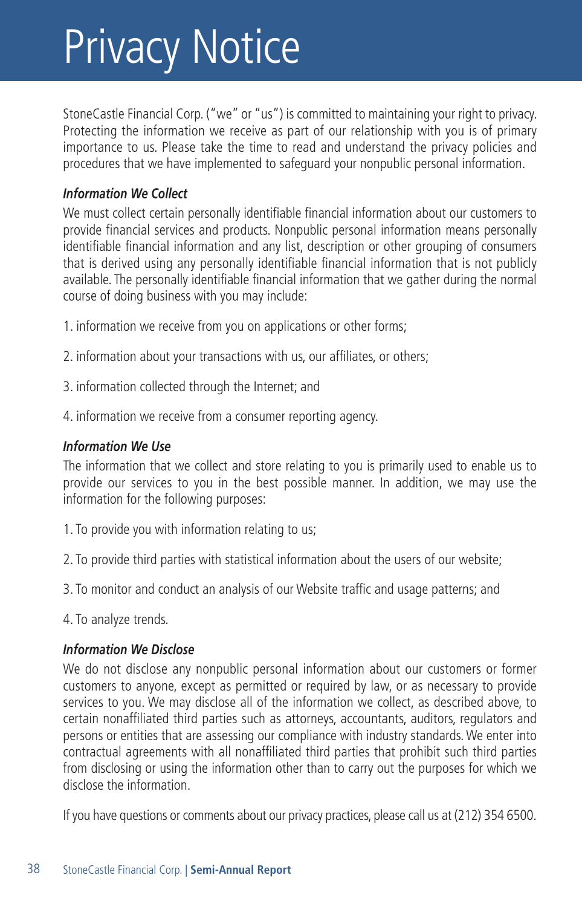# Privacy Notice

StoneCastle Financial Corp. ("we" or "us") is committed to maintaining your right to privacy. Protecting the information we receive as part of our relationship with you is of primary importance to us. Please take the time to read and understand the privacy policies and procedures that we have implemented to safeguard your nonpublic personal information.

***Information We Collect***

We must collect certain personally identifiable financial information about our customers to provide financial services and products. Nonpublic personal information means personally identifiable financial information and any list, description or other grouping of consumers that is derived using any personally identifiable financial information that is not publicly available. The personally identifiable financial information that we gather during the normal course of doing business with you may include:

1. information we receive from you on applications or other forms;
2. information about your transactions with us, our affiliates, or others;
3. information collected through the Internet; and
4. information we receive from a consumer reporting agency.

***Information We Use***

The information that we collect and store relating to you is primarily used to enable us to provide our services to you in the best possible manner. In addition, we may use the information for the following purposes:

1. To provide you with information relating to us;
2. To provide third parties with statistical information about the users of our website;
3. To monitor and conduct an analysis of our Website traffic and usage patterns; and
4. To analyze trends.

***Information We Disclose***

We do not disclose any nonpublic personal information about our customers or former customers to anyone, except as permitted or required by law, or as necessary to provide services to you. We may disclose all of the information we collect, as described above, to certain nonaffiliated third parties such as attorneys, accountants, auditors, regulators and persons or entities that are assessing our compliance with industry standards. We enter into contractual agreements with all nonaffiliated third parties that prohibit such third parties from disclosing or using the information other than to carry out the purposes for which we disclose the information.

If you have questions or comments about our privacy practices, please call us at (212) 354 6500.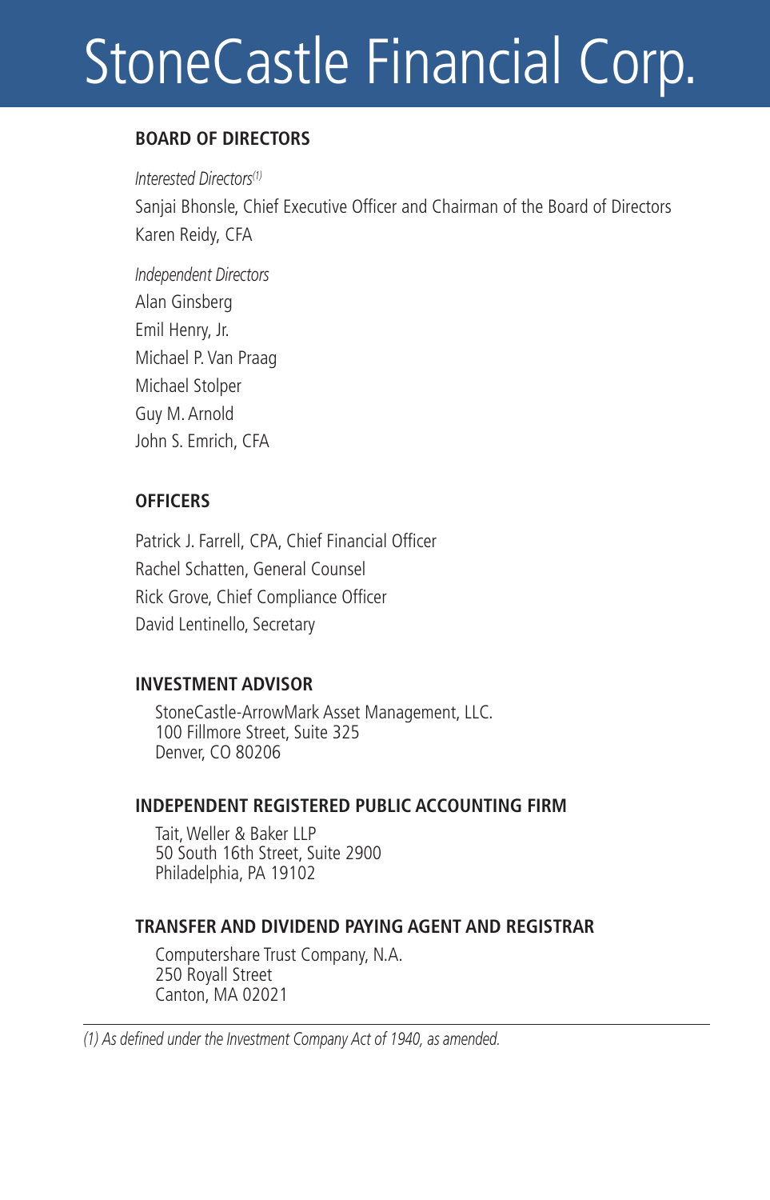# StoneCastle Financial Corp.

**BOARD OF DIRECTORS**

*Interested Directors*[1]

Sanjai Bhonsle, Chief Executive Officer and Chairman of the Board of Directors
Karen Reidy, CFA

*Independent Directors*

Alan Ginsberg
Emil Henry, Jr.
Michael P. Van Praag
Michael Stolper
Guy M. Arnold
John S. Emrich, CFA

**OFFICERS**

Patrick J. Farrell, CPA, Chief Financial Officer
Rachel Schatten, General Counsel
Rick Grove, Chief Compliance Officer
David Lentinello, Secretary

**INVESTMENT ADVISOR**

StoneCastle-ArrowMark Asset Management, LLC.
100 Fillmore Street, Suite 325
Denver, CO 80206

**INDEPENDENT REGISTERED PUBLIC ACCOUNTING FIRM**

Tait, Weller & Baker LLP
50 South 16th Street, Suite 2900
Philadelphia, PA 19102

**TRANSFER AND DIVIDEND PAYING AGENT AND REGISTRAR**

Computershare Trust Company, N.A.
250 Royall Street
Canton, MA 02021

*(1) As defined under the Investment Company Act of 1940, as amended.*